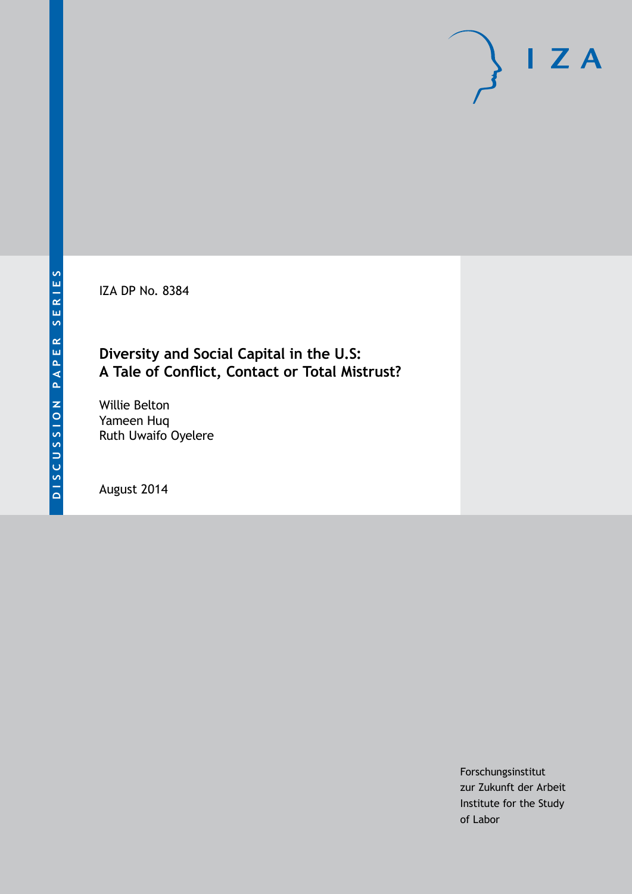DISCUSSION PAPER SERIES

IZA DP No. 8384

# Diversity and Social Capital in the U.S: A Tale of Conflict, Contact or Total Mistrust?

Willie Belton
Yameen Huq
Ruth Uwaifo Oyelere

August 2014

Forschungsinstitut
zur Zukunft der Arbeit
Institute for the Study
of Labor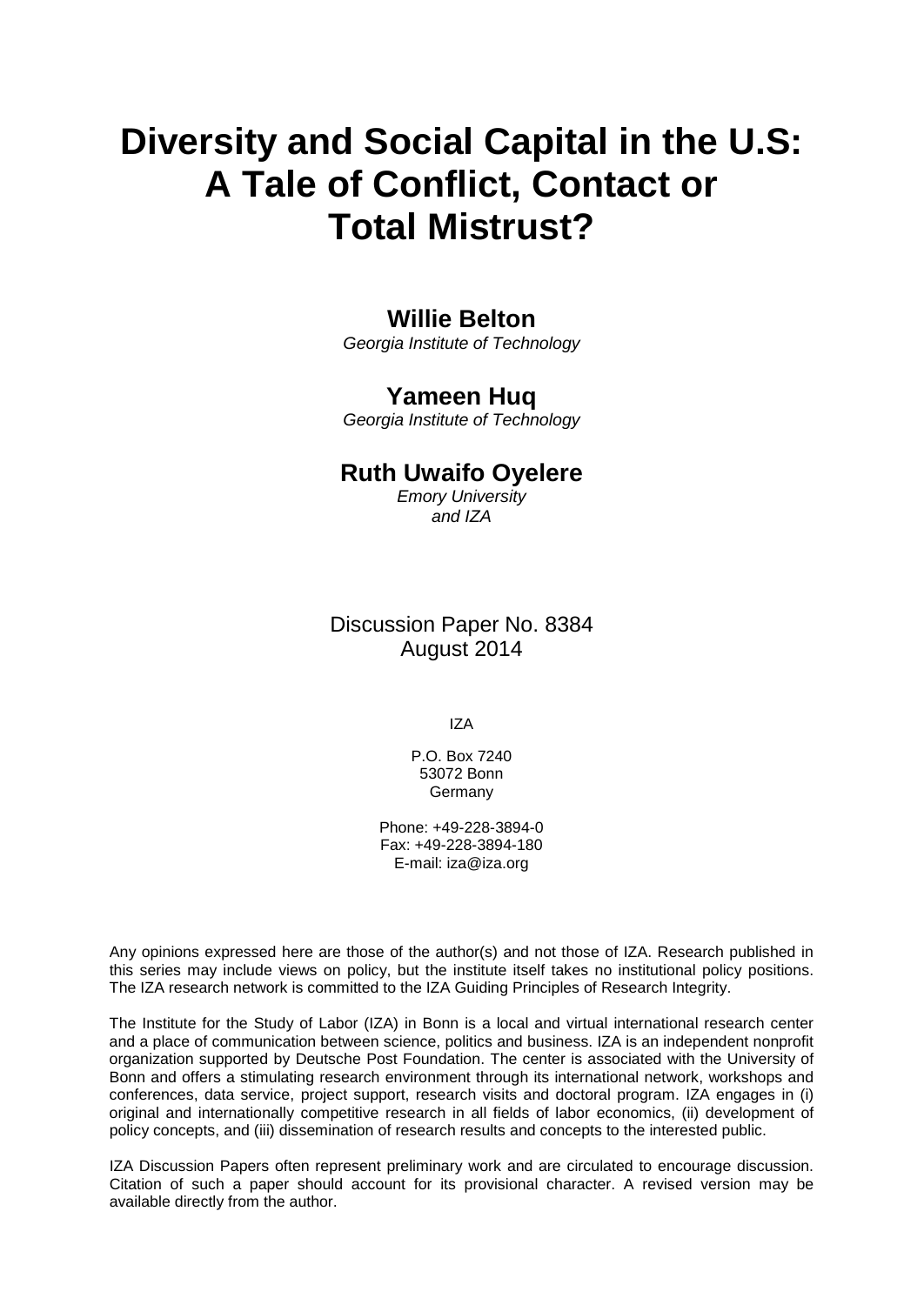# Diversity and Social Capital in the U.S: A Tale of Conflict, Contact or Total Mistrust?

**Willie Belton**
*Georgia Institute of Technology*

**Yameen Huq**
*Georgia Institute of Technology*

**Ruth Uwaifo Oyelere**
*Emory University and IZA*

Discussion Paper No. 8384
August 2014

IZA

P.O. Box 7240
53072 Bonn
Germany

Phone: +49-228-3894-0
Fax: +49-228-3894-180
E-mail: iza@iza.org

Any opinions expressed here are those of the author(s) and not those of IZA. Research published in this series may include views on policy, but the institute itself takes no institutional policy positions. The IZA research network is committed to the IZA Guiding Principles of Research Integrity.

The Institute for the Study of Labor (IZA) in Bonn is a local and virtual international research center and a place of communication between science, politics and business. IZA is an independent nonprofit organization supported by Deutsche Post Foundation. The center is associated with the University of Bonn and offers a stimulating research environment through its international network, workshops and conferences, data service, project support, research visits and doctoral program. IZA engages in (i) original and internationally competitive research in all fields of labor economics, (ii) development of policy concepts, and (iii) dissemination of research results and concepts to the interested public.

IZA Discussion Papers often represent preliminary work and are circulated to encourage discussion. Citation of such a paper should account for its provisional character. A revised version may be available directly from the author.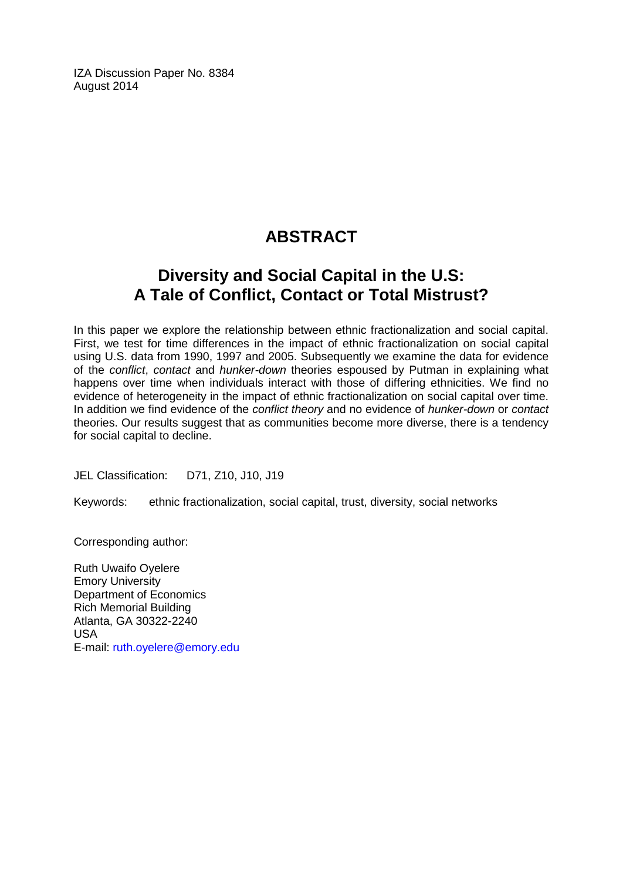IZA Discussion Paper No. 8384
August 2014

# ABSTRACT

## Diversity and Social Capital in the U.S: A Tale of Conflict, Contact or Total Mistrust?

In this paper we explore the relationship between ethnic fractionalization and social capital. First, we test for time differences in the impact of ethnic fractionalization on social capital using U.S. data from 1990, 1997 and 2005. Subsequently we examine the data for evidence of the *conflict*, *contact* and *hunker-down* theories espoused by Putman in explaining what happens over time when individuals interact with those of differing ethnicities. We find no evidence of heterogeneity in the impact of ethnic fractionalization on social capital over time. In addition we find evidence of the *conflict theory* and no evidence of *hunker-down* or *contact* theories. Our results suggest that as communities become more diverse, there is a tendency for social capital to decline.

JEL Classification: D71, Z10, J10, J19

Keywords: ethnic fractionalization, social capital, trust, diversity, social networks

Corresponding author:

Ruth Uwaifo Oyelere
Emory University
Department of Economics
Rich Memorial Building
Atlanta, GA 30322-2240
USA
E-mail: ruth.oyelere@emory.edu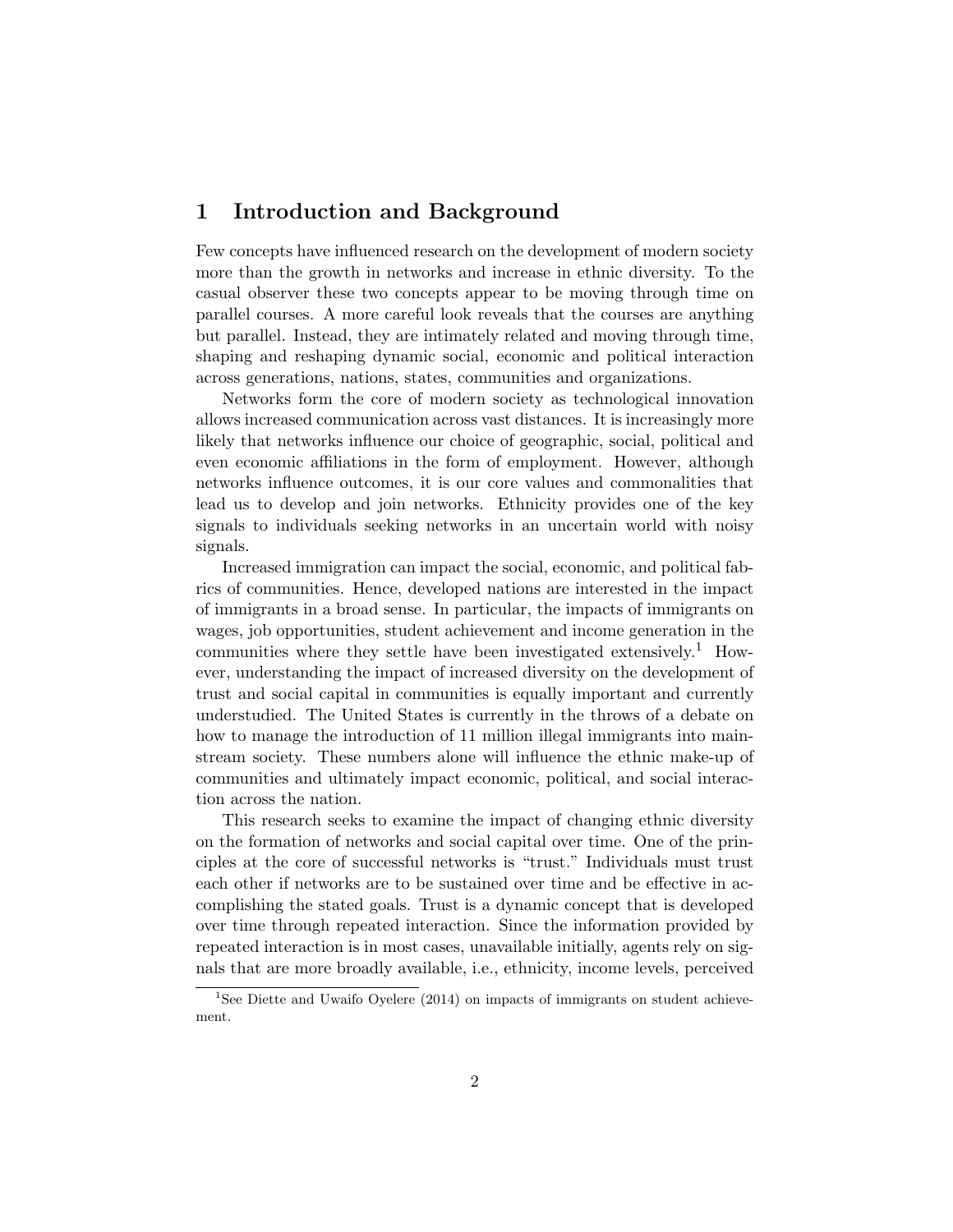# 1 Introduction and Background

Few concepts have influenced research on the development of modern society more than the growth in networks and increase in ethnic diversity. To the casual observer these two concepts appear to be moving through time on parallel courses. A more careful look reveals that the courses are anything but parallel. Instead, they are intimately related and moving through time, shaping and reshaping dynamic social, economic and political interaction across generations, nations, states, communities and organizations.

Networks form the core of modern society as technological innovation allows increased communication across vast distances. It is increasingly more likely that networks influence our choice of geographic, social, political and even economic affiliations in the form of employment. However, although networks influence outcomes, it is our core values and commonalities that lead us to develop and join networks. Ethnicity provides one of the key signals to individuals seeking networks in an uncertain world with noisy signals.

Increased immigration can impact the social, economic, and political fabrics of communities. Hence, developed nations are interested in the impact of immigrants in a broad sense. In particular, the impacts of immigrants on wages, job opportunities, student achievement and income generation in the communities where they settle have been investigated extensively.[1] However, understanding the impact of increased diversity on the development of trust and social capital in communities is equally important and currently understudied. The United States is currently in the throws of a debate on how to manage the introduction of 11 million illegal immigrants into mainstream society. These numbers alone will influence the ethnic make-up of communities and ultimately impact economic, political, and social interaction across the nation.

This research seeks to examine the impact of changing ethnic diversity on the formation of networks and social capital over time. One of the principles at the core of successful networks is "trust." Individuals must trust each other if networks are to be sustained over time and be effective in accomplishing the stated goals. Trust is a dynamic concept that is developed over time through repeated interaction. Since the information provided by repeated interaction is in most cases, unavailable initially, agents rely on signals that are more broadly available, i.e., ethnicity, income levels, perceived

[1] See Diette and Uwaifo Oyelere (2014) on impacts of immigrants on student achievement.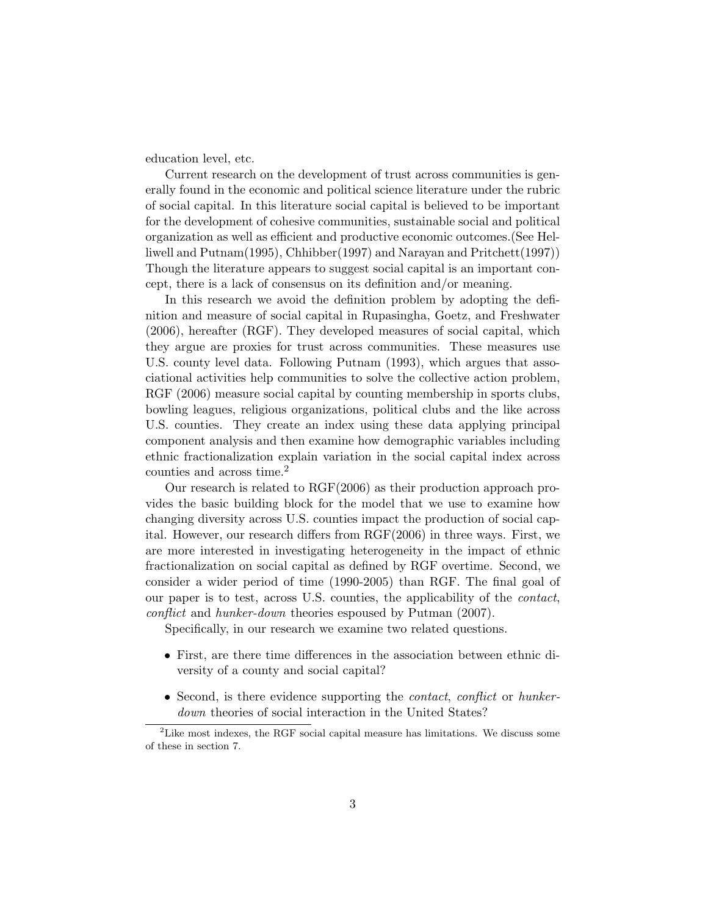education level, etc.

Current research on the development of trust across communities is generally found in the economic and political science literature under the rubric of social capital. In this literature social capital is believed to be important for the development of cohesive communities, sustainable social and political organization as well as efficient and productive economic outcomes.(See Helliwell and Putnam(1995), Chhibber(1997) and Narayan and Pritchett(1997)) Though the literature appears to suggest social capital is an important concept, there is a lack of consensus on its definition and/or meaning.

In this research we avoid the definition problem by adopting the definition and measure of social capital in Rupasingha, Goetz, and Freshwater (2006), hereafter (RGF). They developed measures of social capital, which they argue are proxies for trust across communities. These measures use U.S. county level data. Following Putnam (1993), which argues that associational activities help communities to solve the collective action problem, RGF (2006) measure social capital by counting membership in sports clubs, bowling leagues, religious organizations, political clubs and the like across U.S. counties. They create an index using these data applying principal component analysis and then examine how demographic variables including ethnic fractionalization explain variation in the social capital index across counties and across time.[2]

Our research is related to RGF(2006) as their production approach provides the basic building block for the model that we use to examine how changing diversity across U.S. counties impact the production of social capital. However, our research differs from RGF(2006) in three ways. First, we are more interested in investigating heterogeneity in the impact of ethnic fractionalization on social capital as defined by RGF overtime. Second, we consider a wider period of time (1990-2005) than RGF. The final goal of our paper is to test, across U.S. counties, the applicability of the *contact*, *conflict* and *hunker-down* theories espoused by Putman (2007).

Specifically, in our research we examine two related questions.

- First, are there time differences in the association between ethnic diversity of a county and social capital?
- Second, is there evidence supporting the *contact*, *conflict* or *hunker-down* theories of social interaction in the United States?

[2] Like most indexes, the RGF social capital measure has limitations. We discuss some of these in section 7.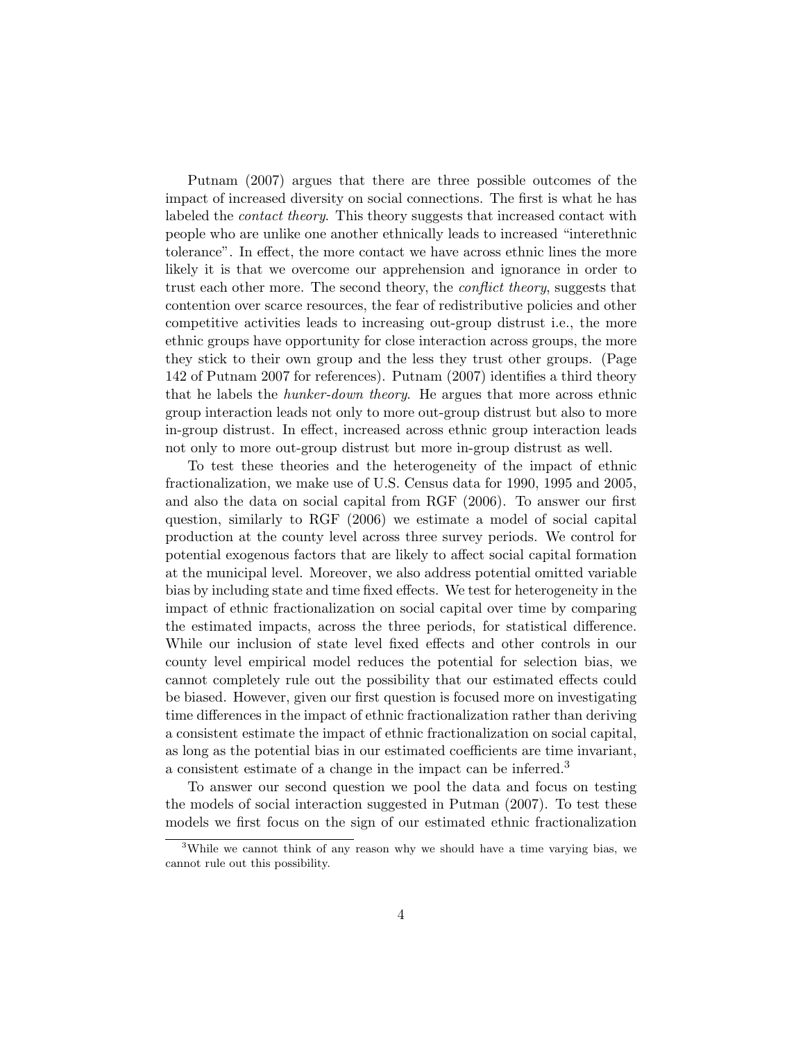Putnam (2007) argues that there are three possible outcomes of the impact of increased diversity on social connections. The first is what he has labeled the *contact theory*. This theory suggests that increased contact with people who are unlike one another ethnically leads to increased "interethnic tolerance". In effect, the more contact we have across ethnic lines the more likely it is that we overcome our apprehension and ignorance in order to trust each other more. The second theory, the *conflict theory*, suggests that contention over scarce resources, the fear of redistributive policies and other competitive activities leads to increasing out-group distrust i.e., the more ethnic groups have opportunity for close interaction across groups, the more they stick to their own group and the less they trust other groups. (Page 142 of Putnam 2007 for references). Putnam (2007) identifies a third theory that he labels the *hunker-down theory*. He argues that more across ethnic group interaction leads not only to more out-group distrust but also to more in-group distrust. In effect, increased across ethnic group interaction leads not only to more out-group distrust but more in-group distrust as well.

To test these theories and the heterogeneity of the impact of ethnic fractionalization, we make use of U.S. Census data for 1990, 1995 and 2005, and also the data on social capital from RGF (2006). To answer our first question, similarly to RGF (2006) we estimate a model of social capital production at the county level across three survey periods. We control for potential exogenous factors that are likely to affect social capital formation at the municipal level. Moreover, we also address potential omitted variable bias by including state and time fixed effects. We test for heterogeneity in the impact of ethnic fractionalization on social capital over time by comparing the estimated impacts, across the three periods, for statistical difference. While our inclusion of state level fixed effects and other controls in our county level empirical model reduces the potential for selection bias, we cannot completely rule out the possibility that our estimated effects could be biased. However, given our first question is focused more on investigating time differences in the impact of ethnic fractionalization rather than deriving a consistent estimate the impact of ethnic fractionalization on social capital, as long as the potential bias in our estimated coefficients are time invariant, a consistent estimate of a change in the impact can be inferred.[3]

To answer our second question we pool the data and focus on testing the models of social interaction suggested in Putman (2007). To test these models we first focus on the sign of our estimated ethnic fractionalization

[3]While we cannot think of any reason why we should have a time varying bias, we cannot rule out this possibility.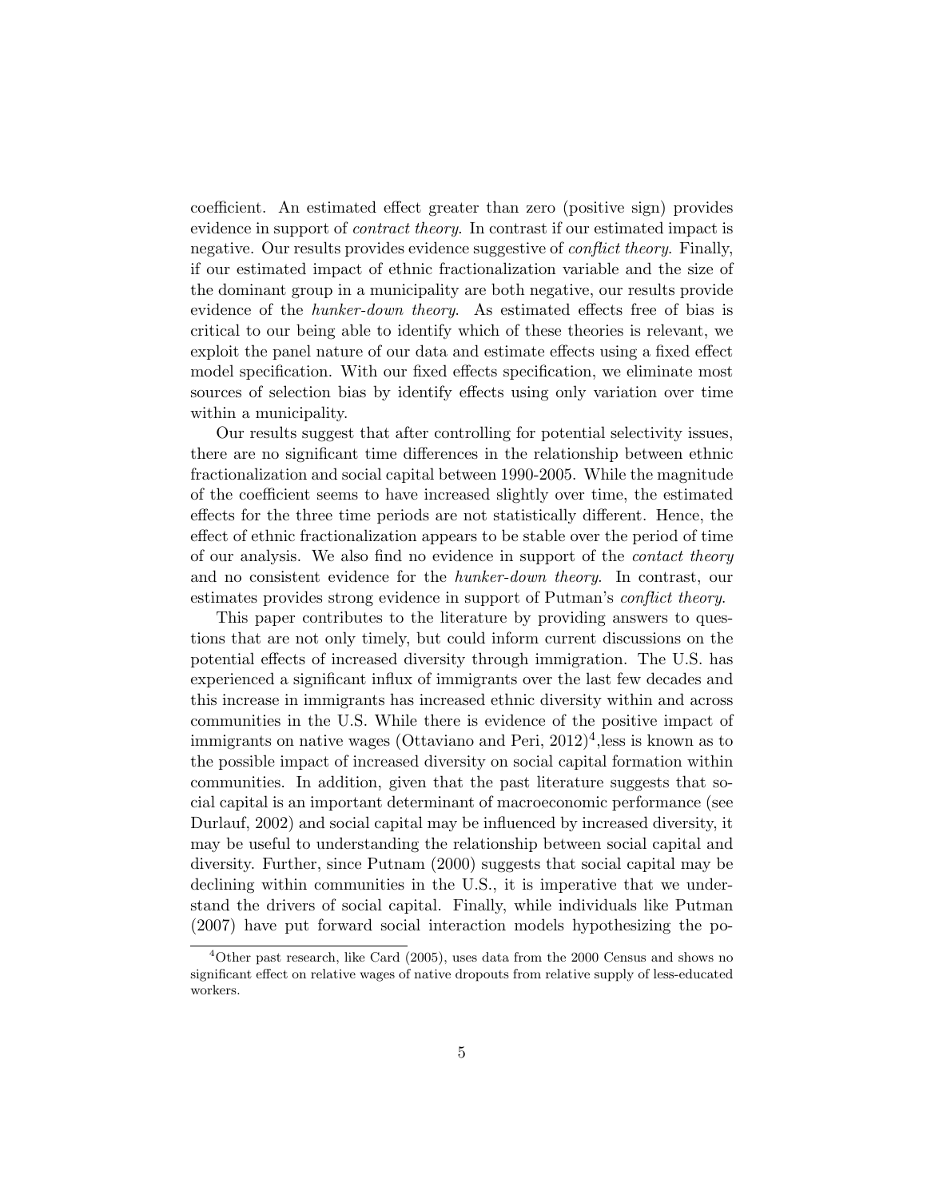coefficient. An estimated effect greater than zero (positive sign) provides evidence in support of *contract theory*. In contrast if our estimated impact is negative. Our results provides evidence suggestive of *conflict theory*. Finally, if our estimated impact of ethnic fractionalization variable and the size of the dominant group in a municipality are both negative, our results provide evidence of the *hunker-down theory*. As estimated effects free of bias is critical to our being able to identify which of these theories is relevant, we exploit the panel nature of our data and estimate effects using a fixed effect model specification. With our fixed effects specification, we eliminate most sources of selection bias by identify effects using only variation over time within a municipality.

Our results suggest that after controlling for potential selectivity issues, there are no significant time differences in the relationship between ethnic fractionalization and social capital between 1990-2005. While the magnitude of the coefficient seems to have increased slightly over time, the estimated effects for the three time periods are not statistically different. Hence, the effect of ethnic fractionalization appears to be stable over the period of time of our analysis. We also find no evidence in support of the *contact theory* and no consistent evidence for the *hunker-down theory*. In contrast, our estimates provides strong evidence in support of Putman's *conflict theory*.

This paper contributes to the literature by providing answers to questions that are not only timely, but could inform current discussions on the potential effects of increased diversity through immigration. The U.S. has experienced a significant influx of immigrants over the last few decades and this increase in immigrants has increased ethnic diversity within and across communities in the U.S. While there is evidence of the positive impact of immigrants on native wages (Ottaviano and Peri, 2012)[4],less is known as to the possible impact of increased diversity on social capital formation within communities. In addition, given that the past literature suggests that social capital is an important determinant of macroeconomic performance (see Durlauf, 2002) and social capital may be influenced by increased diversity, it may be useful to understanding the relationship between social capital and diversity. Further, since Putnam (2000) suggests that social capital may be declining within communities in the U.S., it is imperative that we understand the drivers of social capital. Finally, while individuals like Putman (2007) have put forward social interaction models hypothesizing the po-

[4]Other past research, like Card (2005), uses data from the 2000 Census and shows no significant effect on relative wages of native dropouts from relative supply of less-educated workers.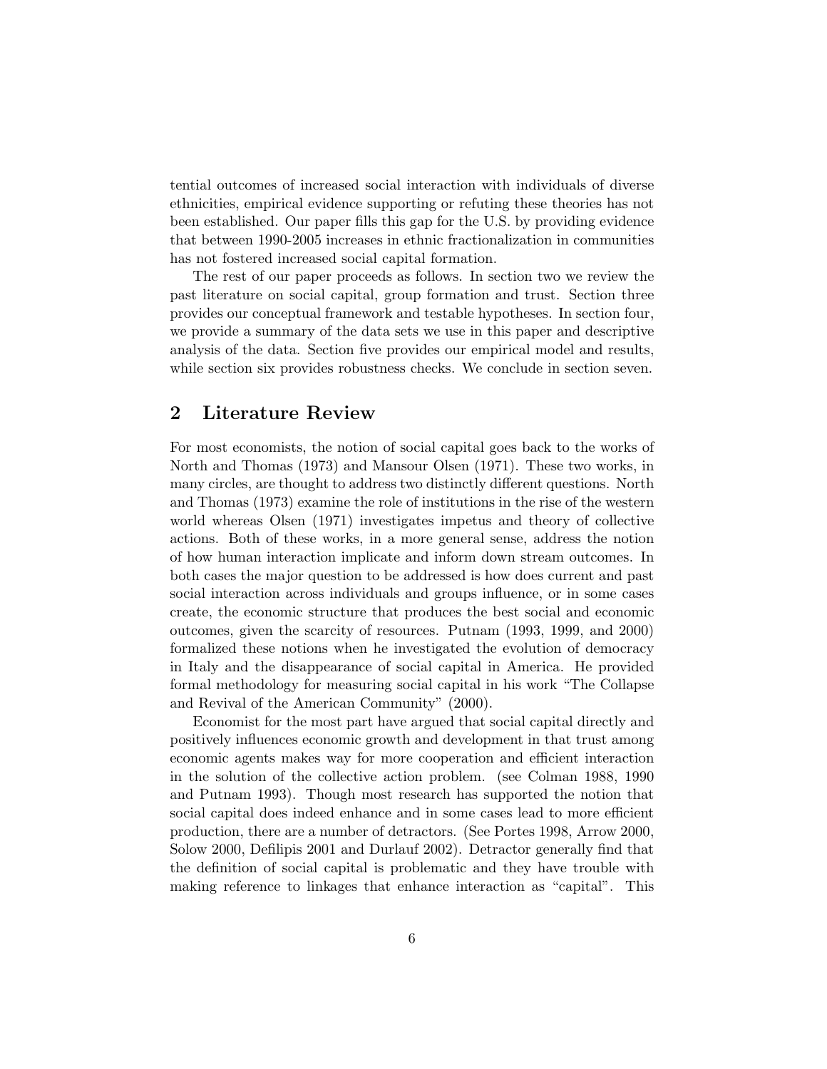tential outcomes of increased social interaction with individuals of diverse ethnicities, empirical evidence supporting or refuting these theories has not been established. Our paper fills this gap for the U.S. by providing evidence that between 1990-2005 increases in ethnic fractionalization in communities has not fostered increased social capital formation.

The rest of our paper proceeds as follows. In section two we review the past literature on social capital, group formation and trust. Section three provides our conceptual framework and testable hypotheses. In section four, we provide a summary of the data sets we use in this paper and descriptive analysis of the data. Section five provides our empirical model and results, while section six provides robustness checks. We conclude in section seven.

## 2 Literature Review

For most economists, the notion of social capital goes back to the works of North and Thomas (1973) and Mansour Olsen (1971). These two works, in many circles, are thought to address two distinctly different questions. North and Thomas (1973) examine the role of institutions in the rise of the western world whereas Olsen (1971) investigates impetus and theory of collective actions. Both of these works, in a more general sense, address the notion of how human interaction implicate and inform down stream outcomes. In both cases the major question to be addressed is how does current and past social interaction across individuals and groups influence, or in some cases create, the economic structure that produces the best social and economic outcomes, given the scarcity of resources. Putnam (1993, 1999, and 2000) formalized these notions when he investigated the evolution of democracy in Italy and the disappearance of social capital in America. He provided formal methodology for measuring social capital in his work "The Collapse and Revival of the American Community" (2000).

Economist for the most part have argued that social capital directly and positively influences economic growth and development in that trust among economic agents makes way for more cooperation and efficient interaction in the solution of the collective action problem. (see Colman 1988, 1990 and Putnam 1993). Though most research has supported the notion that social capital does indeed enhance and in some cases lead to more efficient production, there are a number of detractors. (See Portes 1998, Arrow 2000, Solow 2000, Defilipis 2001 and Durlauf 2002). Detractor generally find that the definition of social capital is problematic and they have trouble with making reference to linkages that enhance interaction as "capital". This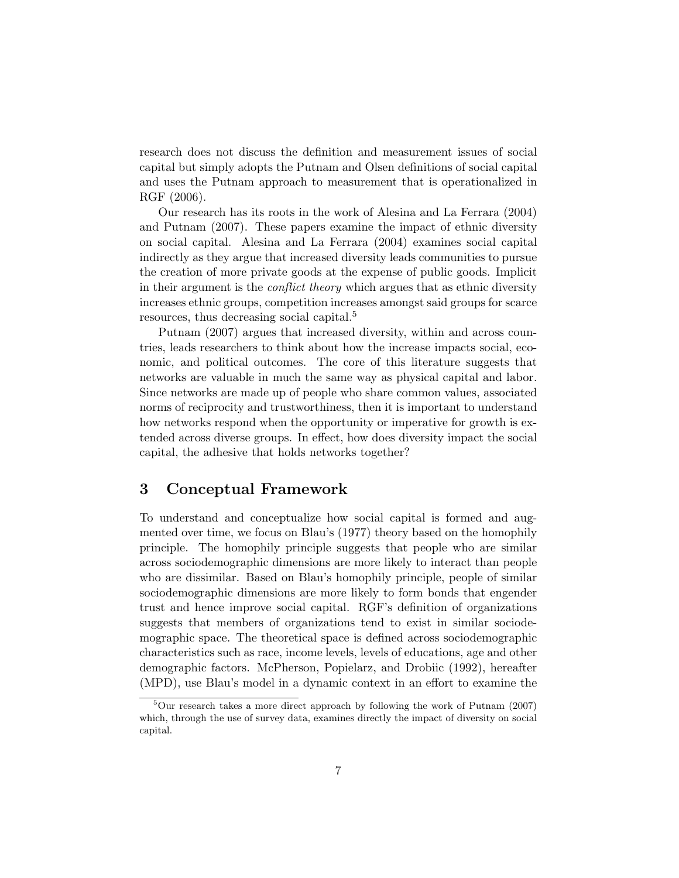research does not discuss the definition and measurement issues of social capital but simply adopts the Putnam and Olsen definitions of social capital and uses the Putnam approach to measurement that is operationalized in RGF (2006).

Our research has its roots in the work of Alesina and La Ferrara (2004) and Putnam (2007). These papers examine the impact of ethnic diversity on social capital. Alesina and La Ferrara (2004) examines social capital indirectly as they argue that increased diversity leads communities to pursue the creation of more private goods at the expense of public goods. Implicit in their argument is the *conflict theory* which argues that as ethnic diversity increases ethnic groups, competition increases amongst said groups for scarce resources, thus decreasing social capital.[5]

Putnam (2007) argues that increased diversity, within and across countries, leads researchers to think about how the increase impacts social, economic, and political outcomes. The core of this literature suggests that networks are valuable in much the same way as physical capital and labor. Since networks are made up of people who share common values, associated norms of reciprocity and trustworthiness, then it is important to understand how networks respond when the opportunity or imperative for growth is extended across diverse groups. In effect, how does diversity impact the social capital, the adhesive that holds networks together?

## 3 Conceptual Framework

To understand and conceptualize how social capital is formed and augmented over time, we focus on Blau's (1977) theory based on the homophily principle. The homophily principle suggests that people who are similar across sociodemographic dimensions are more likely to interact than people who are dissimilar. Based on Blau's homophily principle, people of similar sociodemographic dimensions are more likely to form bonds that engender trust and hence improve social capital. RGF's definition of organizations suggests that members of organizations tend to exist in similar sociodemographic space. The theoretical space is defined across sociodemographic characteristics such as race, income levels, levels of educations, age and other demographic factors. McPherson, Popielarz, and Drobiic (1992), hereafter (MPD), use Blau's model in a dynamic context in an effort to examine the

[5] Our research takes a more direct approach by following the work of Putnam (2007) which, through the use of survey data, examines directly the impact of diversity on social capital.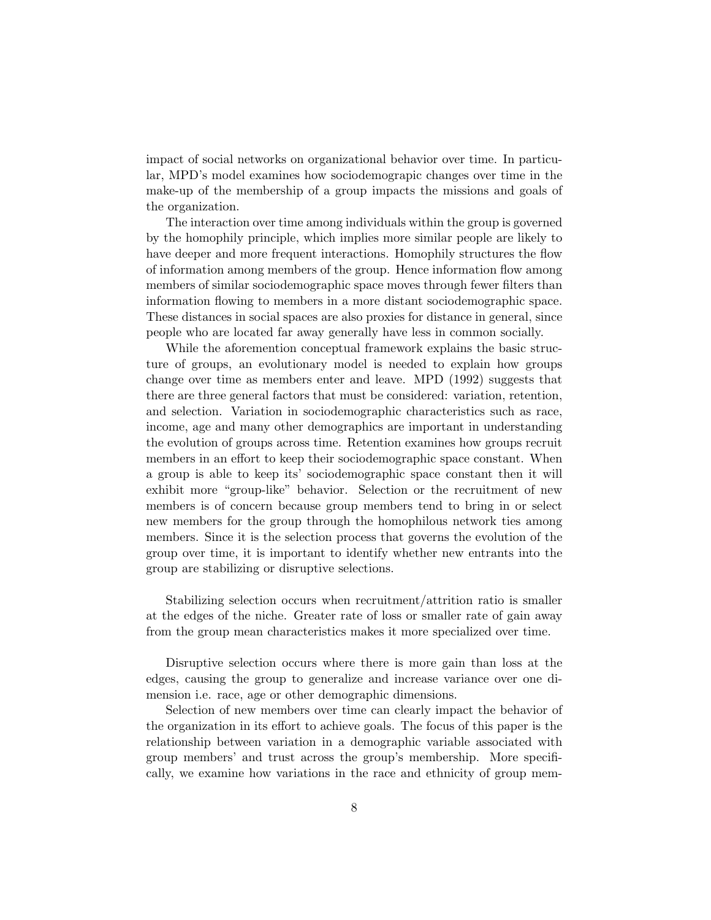impact of social networks on organizational behavior over time. In particular, MPD's model examines how sociodemograpic changes over time in the make-up of the membership of a group impacts the missions and goals of the organization.

The interaction over time among individuals within the group is governed by the homophily principle, which implies more similar people are likely to have deeper and more frequent interactions. Homophily structures the flow of information among members of the group. Hence information flow among members of similar sociodemographic space moves through fewer filters than information flowing to members in a more distant sociodemographic space. These distances in social spaces are also proxies for distance in general, since people who are located far away generally have less in common socially.

While the aforemention conceptual framework explains the basic structure of groups, an evolutionary model is needed to explain how groups change over time as members enter and leave. MPD (1992) suggests that there are three general factors that must be considered: variation, retention, and selection. Variation in sociodemographic characteristics such as race, income, age and many other demographics are important in understanding the evolution of groups across time. Retention examines how groups recruit members in an effort to keep their sociodemographic space constant. When a group is able to keep its' sociodemographic space constant then it will exhibit more "group-like" behavior. Selection or the recruitment of new members is of concern because group members tend to bring in or select new members for the group through the homophilous network ties among members. Since it is the selection process that governs the evolution of the group over time, it is important to identify whether new entrants into the group are stabilizing or disruptive selections.

Stabilizing selection occurs when recruitment/attrition ratio is smaller at the edges of the niche. Greater rate of loss or smaller rate of gain away from the group mean characteristics makes it more specialized over time.

Disruptive selection occurs where there is more gain than loss at the edges, causing the group to generalize and increase variance over one dimension i.e. race, age or other demographic dimensions.

Selection of new members over time can clearly impact the behavior of the organization in its effort to achieve goals. The focus of this paper is the relationship between variation in a demographic variable associated with group members' and trust across the group's membership. More specifically, we examine how variations in the race and ethnicity of group mem-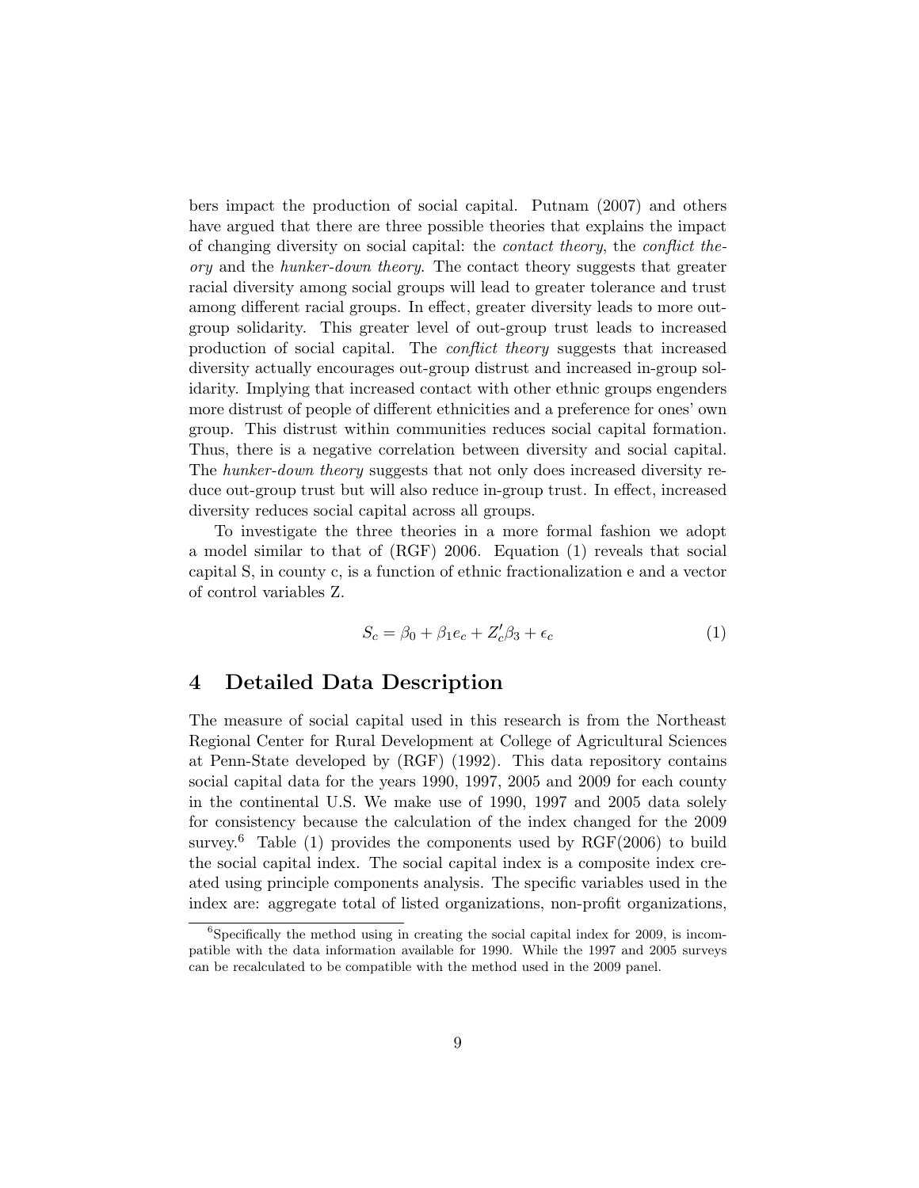bers impact the production of social capital. Putnam (2007) and others have argued that there are three possible theories that explains the impact of changing diversity on social capital: the *contact theory*, the *conflict theory* and the *hunker-down theory*. The contact theory suggests that greater racial diversity among social groups will lead to greater tolerance and trust among different racial groups. In effect, greater diversity leads to more out-group solidarity. This greater level of out-group trust leads to increased production of social capital. The *conflict theory* suggests that increased diversity actually encourages out-group distrust and increased in-group solidarity. Implying that increased contact with other ethnic groups engenders more distrust of people of different ethnicities and a preference for ones' own group. This distrust within communities reduces social capital formation. Thus, there is a negative correlation between diversity and social capital. The *hunker-down theory* suggests that not only does increased diversity reduce out-group trust but will also reduce in-group trust. In effect, increased diversity reduces social capital across all groups.

To investigate the three theories in a more formal fashion we adopt a model similar to that of (RGF) 2006. Equation (1) reveals that social capital S, in county c, is a function of ethnic fractionalization e and a vector of control variables Z.

$$S_c = \beta_0 + \beta_1 e_c + Z_c' \beta_3 + \epsilon_c \tag{1}$$

# 4 Detailed Data Description

The measure of social capital used in this research is from the Northeast Regional Center for Rural Development at College of Agricultural Sciences at Penn-State developed by (RGF) (1992). This data repository contains social capital data for the years 1990, 1997, 2005 and 2009 for each county in the continental U.S. We make use of 1990, 1997 and 2005 data solely for consistency because the calculation of the index changed for the 2009 survey.[6] Table (1) provides the components used by RGF(2006) to build the social capital index. The social capital index is a composite index created using principle components analysis. The specific variables used in the index are: aggregate total of listed organizations, non-profit organizations,

[6]Specifically the method using in creating the social capital index for 2009, is incompatible with the data information available for 1990. While the 1997 and 2005 surveys can be recalculated to be compatible with the method used in the 2009 panel.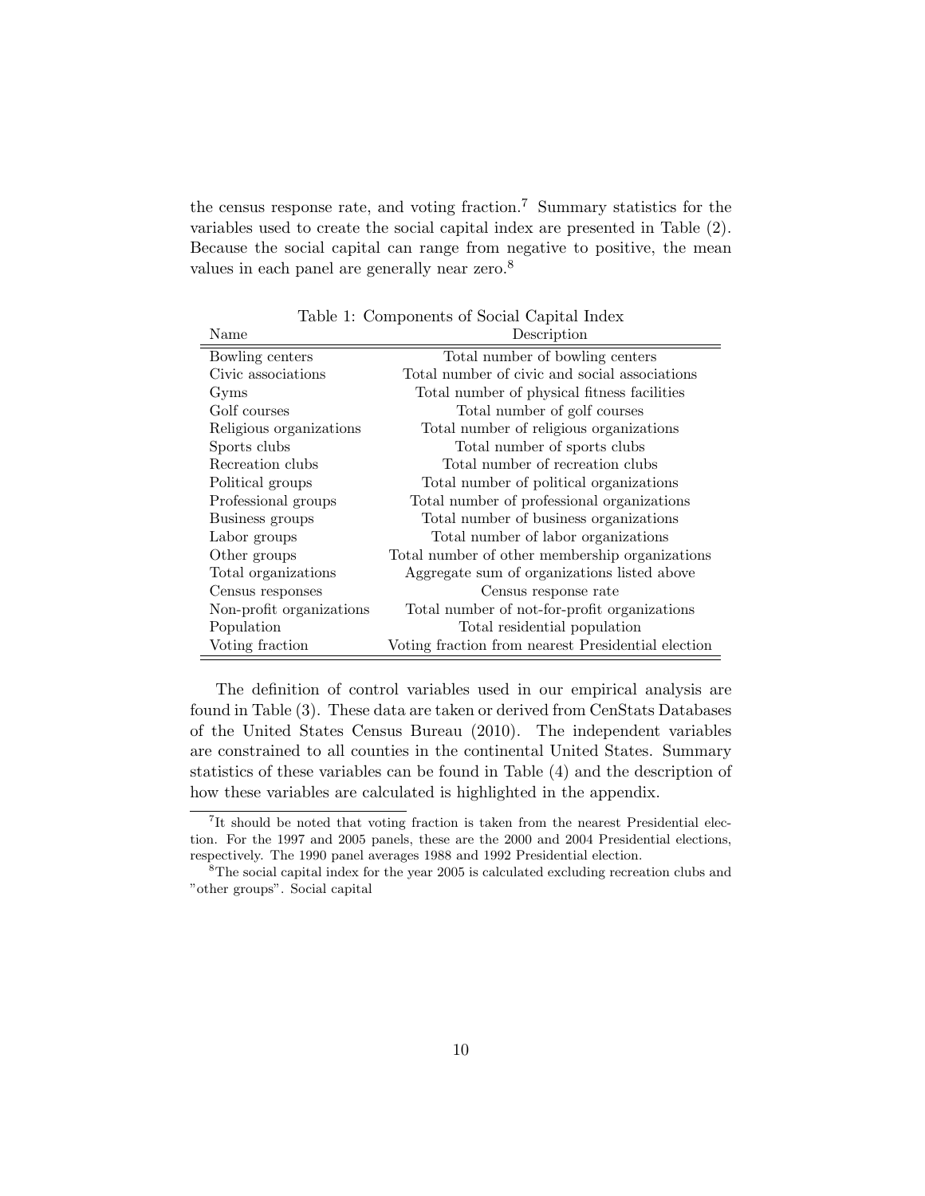the census response rate, and voting fraction.[7] Summary statistics for the variables used to create the social capital index are presented in Table (2). Because the social capital can range from negative to positive, the mean values in each panel are generally near zero.[8]

Table 1: Components of Social Capital Index

| Name | Description |
|---|---|
| Bowling centers | Total number of bowling centers |
| Civic associations | Total number of civic and social associations |
| Gyms | Total number of physical fitness facilities |
| Golf courses | Total number of golf courses |
| Religious organizations | Total number of religious organizations |
| Sports clubs | Total number of sports clubs |
| Recreation clubs | Total number of recreation clubs |
| Political groups | Total number of political organizations |
| Professional groups | Total number of professional organizations |
| Business groups | Total number of business organizations |
| Labor groups | Total number of labor organizations |
| Other groups | Total number of other membership organizations |
| Total organizations | Aggregate sum of organizations listed above |
| Census responses | Census response rate |
| Non-profit organizations | Total number of not-for-profit organizations |
| Population | Total residential population |
| Voting fraction | Voting fraction from nearest Presidential election |

The definition of control variables used in our empirical analysis are found in Table (3). These data are taken or derived from CenStats Databases of the United States Census Bureau (2010). The independent variables are constrained to all counties in the continental United States. Summary statistics of these variables can be found in Table (4) and the description of how these variables are calculated is highlighted in the appendix.

[7] It should be noted that voting fraction is taken from the nearest Presidential election. For the 1997 and 2005 panels, these are the 2000 and 2004 Presidential elections, respectively. The 1990 panel averages 1988 and 1992 Presidential election.

[8] The social capital index for the year 2005 is calculated excluding recreation clubs and "other groups". Social capital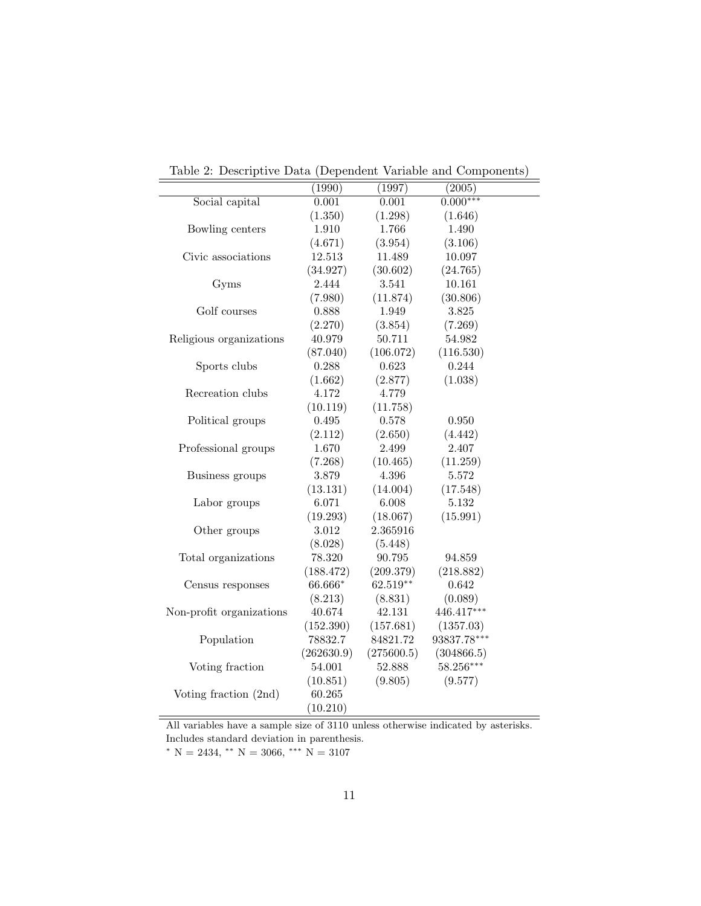Table 2: Descriptive Data (Dependent Variable and Components)

| | (1990) | (1997) | (2005) |
|---|---|---|---|
| Social capital | 0.001 | 0.001 | 0.000*** |
| | (1.350) | (1.298) | (1.646) |
| Bowling centers | 1.910 | 1.766 | 1.490 |
| | (4.671) | (3.954) | (3.106) |
| Civic associations | 12.513 | 11.489 | 10.097 |
| | (34.927) | (30.602) | (24.765) |
| Gyms | 2.444 | 3.541 | 10.161 |
| | (7.980) | (11.874) | (30.806) |
| Golf courses | 0.888 | 1.949 | 3.825 |
| | (2.270) | (3.854) | (7.269) |
| Religious organizations | 40.979 | 50.711 | 54.982 |
| | (87.040) | (106.072) | (116.530) |
| Sports clubs | 0.288 | 0.623 | 0.244 |
| | (1.662) | (2.877) | (1.038) |
| Recreation clubs | 4.172 | 4.779 | |
| | (10.119) | (11.758) | |
| Political groups | 0.495 | 0.578 | 0.950 |
| | (2.112) | (2.650) | (4.442) |
| Professional groups | 1.670 | 2.499 | 2.407 |
| | (7.268) | (10.465) | (11.259) |
| Business groups | 3.879 | 4.396 | 5.572 |
| | (13.131) | (14.004) | (17.548) |
| Labor groups | 6.071 | 6.008 | 5.132 |
| | (19.293) | (18.067) | (15.991) |
| Other groups | 3.012 | 2.365916 | |
| | (8.028) | (5.448) | |
| Total organizations | 78.320 | 90.795 | 94.859 |
| | (188.472) | (209.379) | (218.882) |
| Census responses | 66.666* | 62.519** | 0.642 |
| | (8.213) | (8.831) | (0.089) |
| Non-profit organizations | 40.674 | 42.131 | 446.417*** |
| | (152.390) | (157.681) | (1357.03) |
| Population | 78832.7 | 84821.72 | 93837.78*** |
| | (262630.9) | (275600.5) | (304866.5) |
| Voting fraction | 54.001 | 52.888 | 58.256*** |
| | (10.851) | (9.805) | (9.577) |
| Voting fraction (2nd) | 60.265 | | |
| | (10.210) | | |

All variables have a sample size of 3110 unless otherwise indicated by asterisks.
Includes standard deviation in parenthesis.
* N = 2434, ** N = 3066, *** N = 3107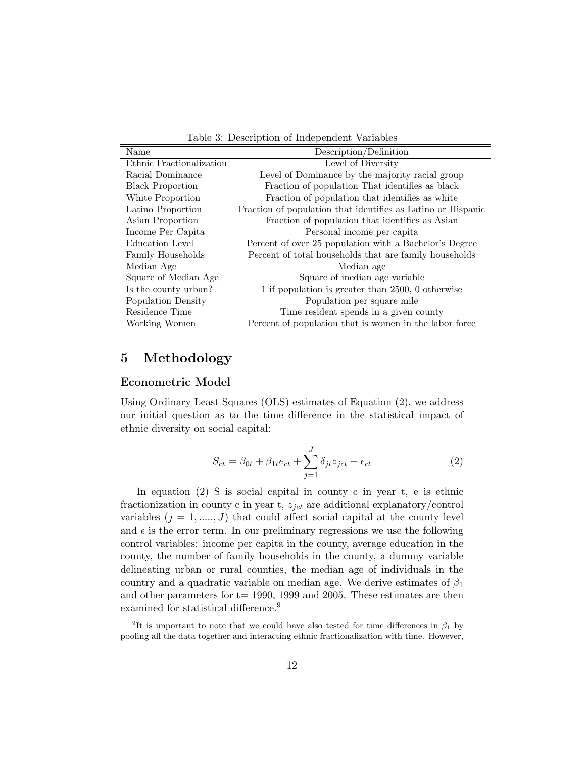Table 3: Description of Independent Variables

| Name | Description/Definition |
|---|---|
| Ethnic Fractionalization | Level of Diversity |
| Racial Dominance | Level of Dominance by the majority racial group |
| Black Proportion | Fraction of population That identifies as black |
| White Proportion | Fraction of population that identifies as white |
| Latino Proportion | Fraction of population that identifies as Latino or Hispanic |
| Asian Proportion | Fraction of population that identifies as Asian |
| Income Per Capita | Personal income per capita |
| Education Level | Percent of over 25 population with a Bachelor's Degree |
| Family Households | Percent of total households that are family households |
| Median Age | Median age |
| Square of Median Age | Square of median age variable |
| Is the county urban? | 1 if population is greater than 2500, 0 otherwise |
| Population Density | Population per square mile |
| Residence Time | Time resident spends in a given county |
| Working Women | Percent of population that is women in the labor force |

# 5 Methodology

### Econometric Model

Using Ordinary Least Squares (OLS) estimates of Equation (2), we address our initial question as to the time difference in the statistical impact of ethnic diversity on social capital:

$$S_{ct} = \beta_{0t} + \beta_{1t} e_{ct} + \sum_{j=1}^{J} \delta_{jt} z_{jct} + \epsilon_{ct} \tag{2}$$

In equation (2) S is social capital in county c in year t, e is ethnic fractionalization in county c in year t, $z_{jct}$ are additional explanatory/control variables $(j = 1, ....., J)$ that could affect social capital at the county level and $\epsilon$ is the error term. In our preliminary regressions we use the following control variables: income per capita in the county, average education in the county, the number of family households in the county, a dummy variable delineating urban or rural counties, the median age of individuals in the country and a quadratic variable on median age. We derive estimates of $\beta_1$ and other parameters for t= 1990, 1999 and 2005. These estimates are then examined for statistical difference.[9]

[9] It is important to note that we could have also tested for time differences in $\beta_1$ by pooling all the data together and interacting ethnic fractionalization with time. However,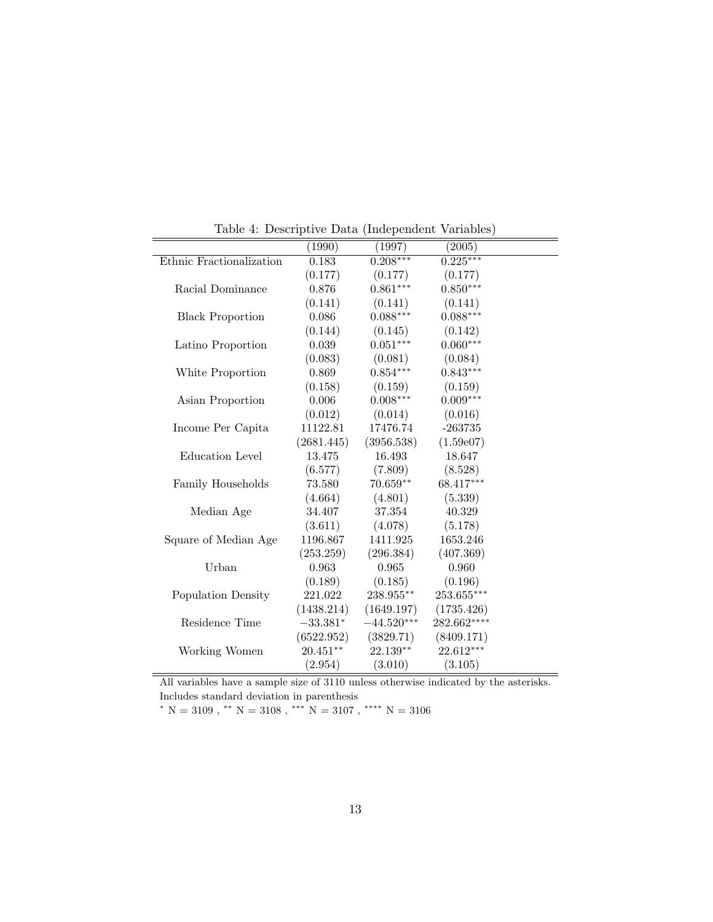Table 4: Descriptive Data (Independent Variables)

| | (1990) | (1997) | (2005) |
|---|---|---|---|
| Ethnic Fractionalization | 0.183 | $0.208^{***}$ | $0.225^{***}$ |
| | (0.177) | (0.177) | (0.177) |
| Racial Dominance | 0.876 | $0.861^{***}$ | $0.850^{***}$ |
| | (0.141) | (0.141) | (0.141) |
| Black Proportion | 0.086 | $0.088^{***}$ | $0.088^{***}$ |
| | (0.144) | (0.145) | (0.142) |
| Latino Proportion | 0.039 | $0.051^{***}$ | $0.060^{***}$ |
| | (0.083) | (0.081) | (0.084) |
| White Proportion | 0.869 | $0.854^{***}$ | $0.843^{***}$ |
| | (0.158) | (0.159) | (0.159) |
| Asian Proportion | 0.006 | $0.008^{***}$ | $0.009^{***}$ |
| | (0.012) | (0.014) | (0.016) |
| Income Per Capita | 11122.81 | 17476.74 | -263735 |
| | (2681.445) | (3956.538) | (1.59e07) |
| Education Level | 13.475 | 16.493 | 18.647 |
| | (6.577) | (7.809) | (8.528) |
| Family Households | 73.580 | $70.659^{**}$ | $68.417^{***}$ |
| | (4.664) | (4.801) | (5.339) |
| Median Age | 34.407 | 37.354 | 40.329 |
| | (3.611) | (4.078) | (5.178) |
| Square of Median Age | 1196.867 | 1411.925 | 1653.246 |
| | (253.259) | (296.384) | (407.369) |
| Urban | 0.963 | 0.965 | 0.960 |
| | (0.189) | (0.185) | (0.196) |
| Population Density | 221.022 | $238.955^{**}$ | $253.655^{***}$ |
| | (1438.214) | (1649.197) | (1735.426) |
| Residence Time | $-33.381^{*}$ | $-44.520^{***}$ | $282.662^{****}$ |
| | (6522.952) | (3829.71) | (8409.171) |
| Working Women | $20.451^{**}$ | $22.139^{**}$ | $22.612^{***}$ |
| | (2.954) | (3.010) | (3.105) |

All variables have a sample size of 3110 unless otherwise indicated by the asterisks.
Includes standard deviation in parenthesis

$^{*}$ N = 3109 , $^{**}$ N = 3108 , $^{***}$ N = 3107 , $^{****}$ N = 3106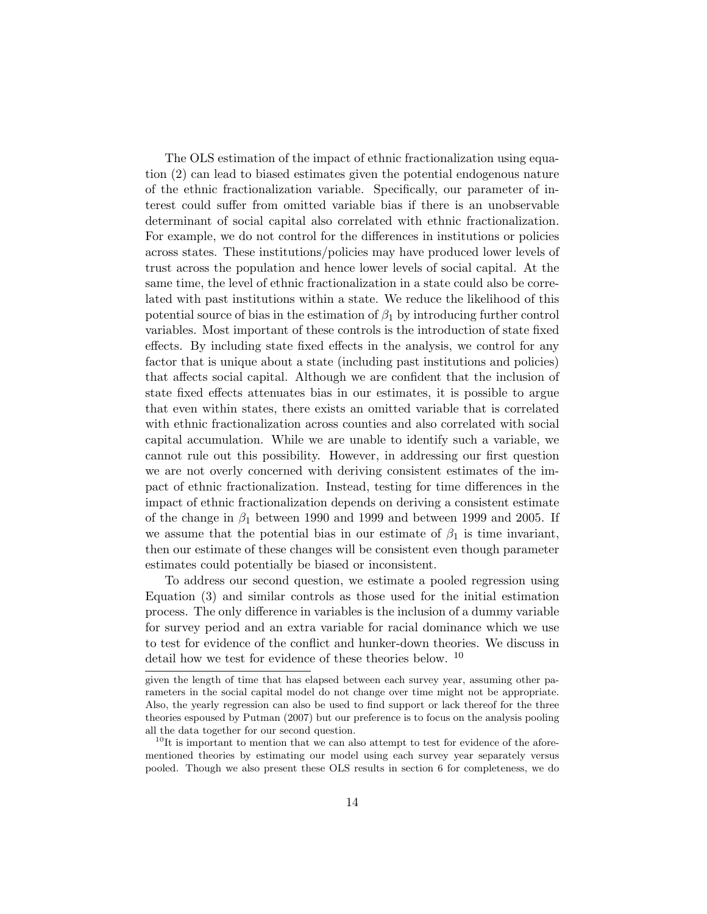The OLS estimation of the impact of ethnic fractionalization using equation (2) can lead to biased estimates given the potential endogenous nature of the ethnic fractionalization variable. Specifically, our parameter of interest could suffer from omitted variable bias if there is an unobservable determinant of social capital also correlated with ethnic fractionalization. For example, we do not control for the differences in institutions or policies across states. These institutions/policies may have produced lower levels of trust across the population and hence lower levels of social capital. At the same time, the level of ethnic fractionalization in a state could also be correlated with past institutions within a state. We reduce the likelihood of this potential source of bias in the estimation of $\beta_1$ by introducing further control variables. Most important of these controls is the introduction of state fixed effects. By including state fixed effects in the analysis, we control for any factor that is unique about a state (including past institutions and policies) that affects social capital. Although we are confident that the inclusion of state fixed effects attenuates bias in our estimates, it is possible to argue that even within states, there exists an omitted variable that is correlated with ethnic fractionalization across counties and also correlated with social capital accumulation. While we are unable to identify such a variable, we cannot rule out this possibility. However, in addressing our first question we are not overly concerned with deriving consistent estimates of the impact of ethnic fractionalization. Instead, testing for time differences in the impact of ethnic fractionalization depends on deriving a consistent estimate of the change in $\beta_1$ between 1990 and 1999 and between 1999 and 2005. If we assume that the potential bias in our estimate of $\beta_1$ is time invariant, then our estimate of these changes will be consistent even though parameter estimates could potentially be biased or inconsistent.

To address our second question, we estimate a pooled regression using Equation (3) and similar controls as those used for the initial estimation process. The only difference in variables is the inclusion of a dummy variable for survey period and an extra variable for racial dominance which we use to test for evidence of the conflict and hunker-down theories. We discuss in detail how we test for evidence of these theories below. [10]

---

given the length of time that has elapsed between each survey year, assuming other parameters in the social capital model do not change over time might not be appropriate. Also, the yearly regression can also be used to find support or lack thereof for the three theories espoused by Putman (2007) but our preference is to focus on the analysis pooling all the data together for our second question.

[10] It is important to mention that we can also attempt to test for evidence of the aforementioned theories by estimating our model using each survey year separately versus pooled. Though we also present these OLS results in section 6 for completeness, we do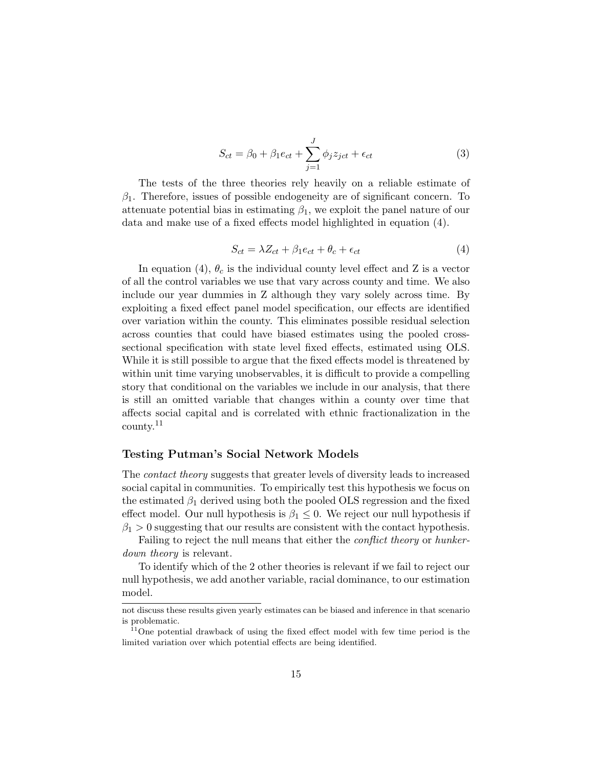$$S_{ct} = \beta_0 + \beta_1 e_{ct} + \sum_{j=1}^{J} \phi_j z_{jct} + \epsilon_{ct} \tag{3}$$

The tests of the three theories rely heavily on a reliable estimate of $\beta_1$. Therefore, issues of possible endogeneity are of significant concern. To attenuate potential bias in estimating $\beta_1$, we exploit the panel nature of our data and make use of a fixed effects model highlighted in equation (4).

$$S_{ct} = \lambda Z_{ct} + \beta_1 e_{ct} + \theta_c + \epsilon_{ct} \tag{4}$$

In equation (4), $\theta_c$ is the individual county level effect and Z is a vector of all the control variables we use that vary across county and time. We also include our year dummies in Z although they vary solely across time. By exploiting a fixed effect panel model specification, our effects are identified over variation within the county. This eliminates possible residual selection across counties that could have biased estimates using the pooled cross-sectional specification with state level fixed effects, estimated using OLS. While it is still possible to argue that the fixed effects model is threatened by within unit time varying unobservables, it is difficult to provide a compelling story that conditional on the variables we include in our analysis, that there is still an omitted variable that changes within a county over time that affects social capital and is correlated with ethnic fractionalization in the county.[11]

### Testing Putman's Social Network Models

The *contact theory* suggests that greater levels of diversity leads to increased social capital in communities. To empirically test this hypothesis we focus on the estimated $\beta_1$ derived using both the pooled OLS regression and the fixed effect model. Our null hypothesis is $\beta_1 \leq 0$. We reject our null hypothesis if $\beta_1 > 0$ suggesting that our results are consistent with the contact hypothesis.

Failing to reject the null means that either the *conflict theory* or *hunker-down theory* is relevant.

To identify which of the 2 other theories is relevant if we fail to reject our null hypothesis, we add another variable, racial dominance, to our estimation model.

---

not discuss these results given yearly estimates can be biased and inference in that scenario is problematic.

[11] One potential drawback of using the fixed effect model with few time period is the limited variation over which potential effects are being identified.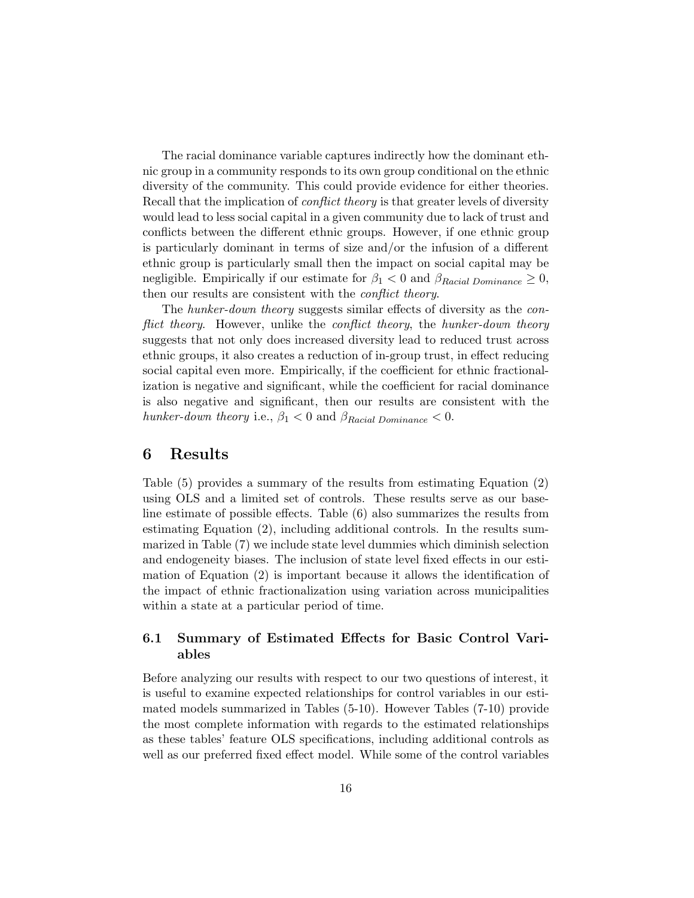The racial dominance variable captures indirectly how the dominant ethnic group in a community responds to its own group conditional on the ethnic diversity of the community. This could provide evidence for either theories. Recall that the implication of *conflict theory* is that greater levels of diversity would lead to less social capital in a given community due to lack of trust and conflicts between the different ethnic groups. However, if one ethnic group is particularly dominant in terms of size and/or the infusion of a different ethnic group is particularly small then the impact on social capital may be negligible. Empirically if our estimate for $\beta_1 < 0$ and $\beta_{Racial\ Dominance} \geq 0$, then our results are consistent with the *conflict theory*.

The *hunker-down theory* suggests similar effects of diversity as the *conflict theory*. However, unlike the *conflict theory*, the *hunker-down theory* suggests that not only does increased diversity lead to reduced trust across ethnic groups, it also creates a reduction of in-group trust, in effect reducing social capital even more. Empirically, if the coefficient for ethnic fractionalization is negative and significant, while the coefficient for racial dominance is also negative and significant, then our results are consistent with the *hunker-down theory* i.e., $\beta_1 < 0$ and $\beta_{Racial\ Dominance} < 0$.

# 6 Results

Table (5) provides a summary of the results from estimating Equation (2) using OLS and a limited set of controls. These results serve as our baseline estimate of possible effects. Table (6) also summarizes the results from estimating Equation (2), including additional controls. In the results summarized in Table (7) we include state level dummies which diminish selection and endogeneity biases. The inclusion of state level fixed effects in our estimation of Equation (2) is important because it allows the identification of the impact of ethnic fractionalization using variation across municipalities within a state at a particular period of time.

## 6.1 Summary of Estimated Effects for Basic Control Variables

Before analyzing our results with respect to our two questions of interest, it is useful to examine expected relationships for control variables in our estimated models summarized in Tables (5-10). However Tables (7-10) provide the most complete information with regards to the estimated relationships as these tables' feature OLS specifications, including additional controls as well as our preferred fixed effect model. While some of the control variables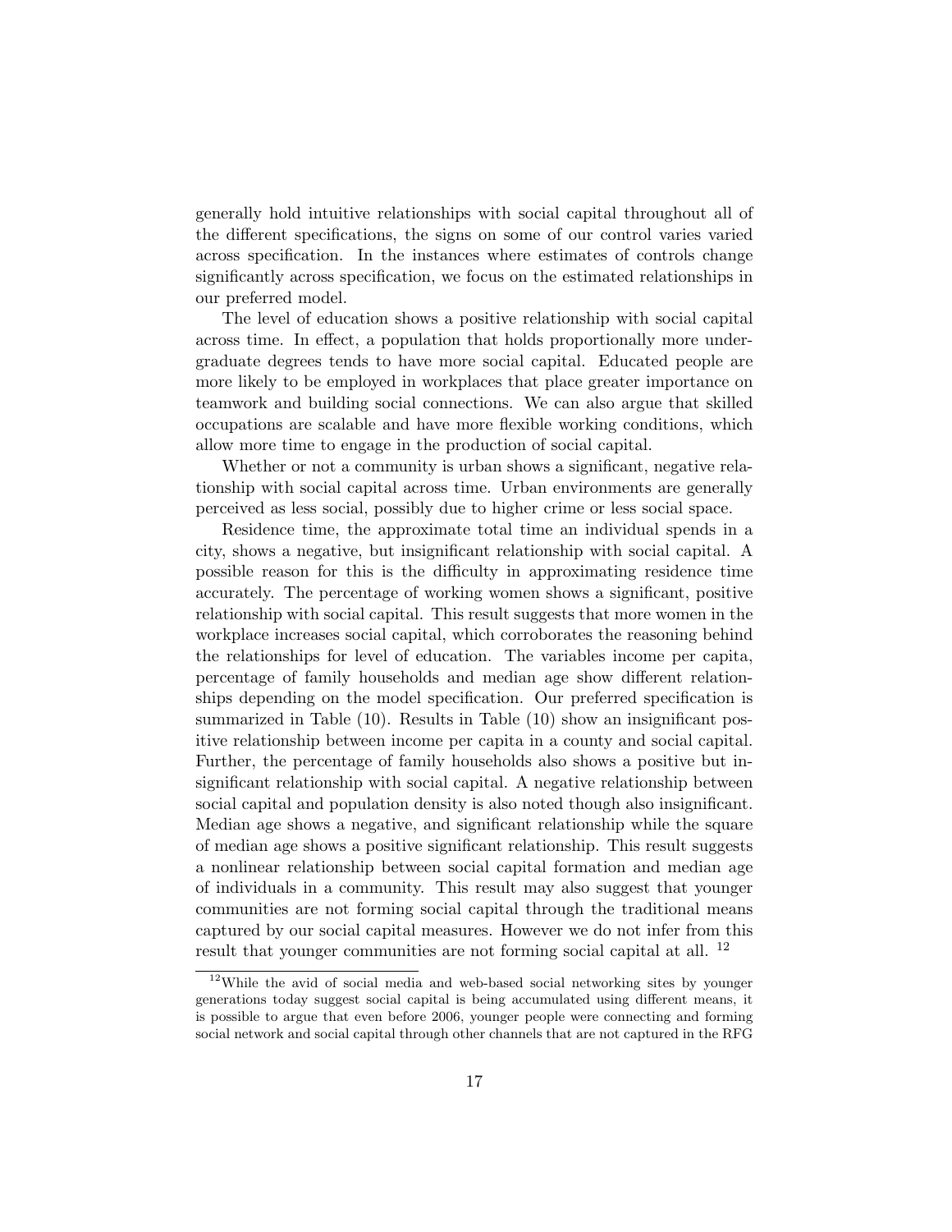generally hold intuitive relationships with social capital throughout all of the different specifications, the signs on some of our control varies varied across specification. In the instances where estimates of controls change significantly across specification, we focus on the estimated relationships in our preferred model.

The level of education shows a positive relationship with social capital across time. In effect, a population that holds proportionally more undergraduate degrees tends to have more social capital. Educated people are more likely to be employed in workplaces that place greater importance on teamwork and building social connections. We can also argue that skilled occupations are scalable and have more flexible working conditions, which allow more time to engage in the production of social capital.

Whether or not a community is urban shows a significant, negative relationship with social capital across time. Urban environments are generally perceived as less social, possibly due to higher crime or less social space.

Residence time, the approximate total time an individual spends in a city, shows a negative, but insignificant relationship with social capital. A possible reason for this is the difficulty in approximating residence time accurately. The percentage of working women shows a significant, positive relationship with social capital. This result suggests that more women in the workplace increases social capital, which corroborates the reasoning behind the relationships for level of education. The variables income per capita, percentage of family households and median age show different relationships depending on the model specification. Our preferred specification is summarized in Table (10). Results in Table (10) show an insignificant positive relationship between income per capita in a county and social capital. Further, the percentage of family households also shows a positive but insignificant relationship with social capital. A negative relationship between social capital and population density is also noted though also insignificant. Median age shows a negative, and significant relationship while the square of median age shows a positive significant relationship. This result suggests a nonlinear relationship between social capital formation and median age of individuals in a community. This result may also suggest that younger communities are not forming social capital through the traditional means captured by our social capital measures. However we do not infer from this result that younger communities are not forming social capital at all. [12]

[12] While the avid of social media and web-based social networking sites by younger generations today suggest social capital is being accumulated using different means, it is possible to argue that even before 2006, younger people were connecting and forming social network and social capital through other channels that are not captured in the RFG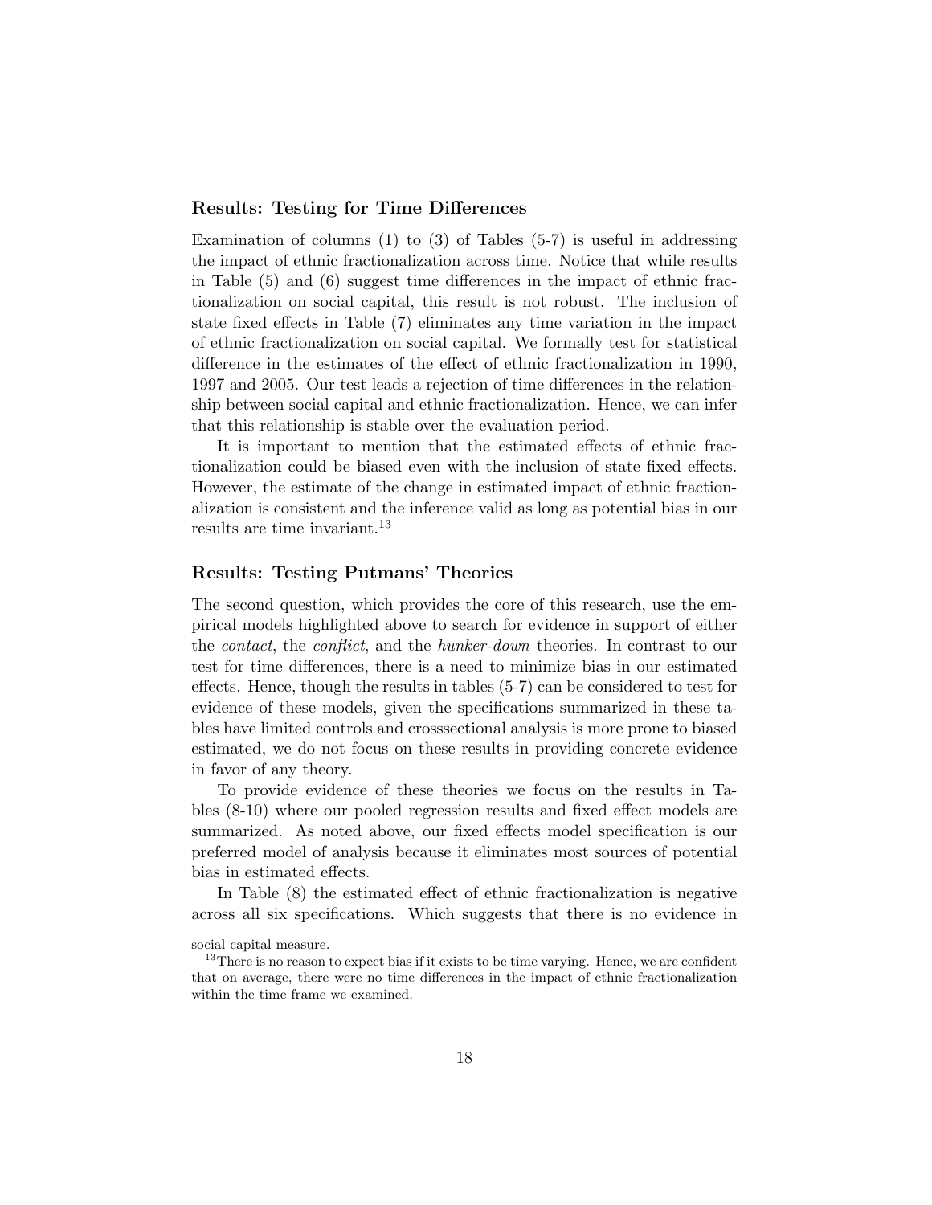### Results: Testing for Time Differences

Examination of columns (1) to (3) of Tables (5-7) is useful in addressing the impact of ethnic fractionalization across time. Notice that while results in Table (5) and (6) suggest time differences in the impact of ethnic fractionalization on social capital, this result is not robust. The inclusion of state fixed effects in Table (7) eliminates any time variation in the impact of ethnic fractionalization on social capital. We formally test for statistical difference in the estimates of the effect of ethnic fractionalization in 1990, 1997 and 2005. Our test leads a rejection of time differences in the relationship between social capital and ethnic fractionalization. Hence, we can infer that this relationship is stable over the evaluation period.

It is important to mention that the estimated effects of ethnic fractionalization could be biased even with the inclusion of state fixed effects. However, the estimate of the change in estimated impact of ethnic fractionalization is consistent and the inference valid as long as potential bias in our results are time invariant.[13]

### Results: Testing Putmans' Theories

The second question, which provides the core of this research, use the empirical models highlighted above to search for evidence in support of either the *contact*, the *conflict*, and the *hunker-down* theories. In contrast to our test for time differences, there is a need to minimize bias in our estimated effects. Hence, though the results in tables (5-7) can be considered to test for evidence of these models, given the specifications summarized in these tables have limited controls and crosssectional analysis is more prone to biased estimated, we do not focus on these results in providing concrete evidence in favor of any theory.

To provide evidence of these theories we focus on the results in Tables (8-10) where our pooled regression results and fixed effect models are summarized. As noted above, our fixed effects model specification is our preferred model of analysis because it eliminates most sources of potential bias in estimated effects.

In Table (8) the estimated effect of ethnic fractionalization is negative across all six specifications. Which suggests that there is no evidence in

social capital measure.

[13]There is no reason to expect bias if it exists to be time varying. Hence, we are confident that on average, there were no time differences in the impact of ethnic fractionalization within the time frame we examined.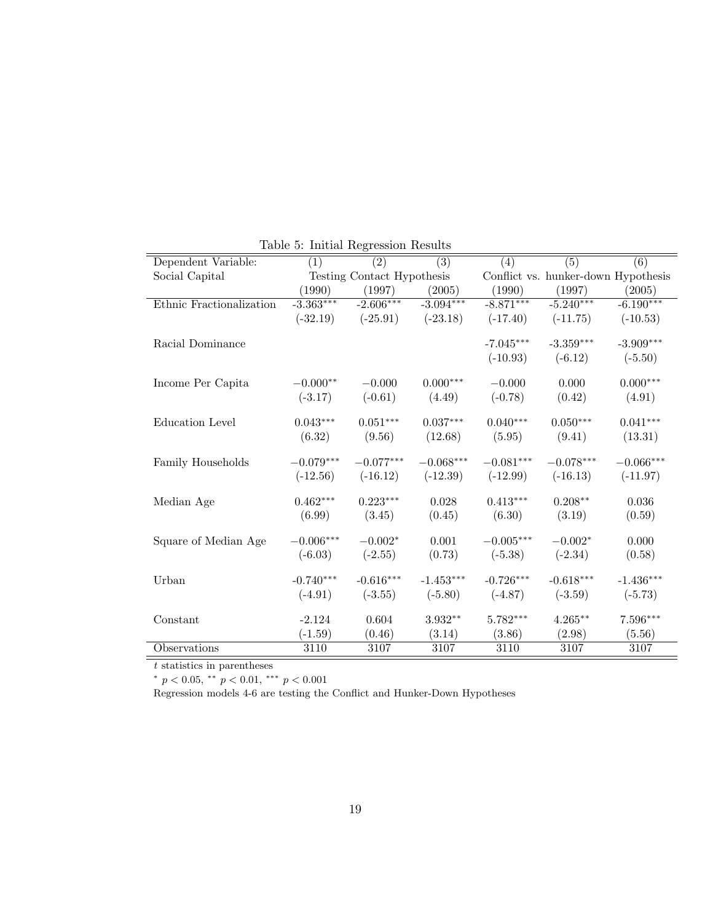Table 5: Initial Regression Results

| Dependent Variable: | (1) | (2) | (3) | (4) | (5) | (6) |
|---|---|---|---|---|---|---|
| Social Capital | Testing Contact Hypothesis | | | Conflict vs. hunker-down Hypothesis | | |
| | (1990) | (1997) | (2005) | (1990) | (1997) | (2005) |
| Ethnic Fractionalization | -3.363*** | -2.606*** | -3.094*** | -8.871*** | -5.240*** | -6.190*** |
| | (-32.19) | (-25.91) | (-23.18) | (-17.40) | (-11.75) | (-10.53) |
| Racial Dominance | | | | -7.045*** | -3.359*** | -3.909*** |
| | | | | (-10.93) | (-6.12) | (-5.50) |
| Income Per Capita | −0.000** | −0.000 | 0.000*** | −0.000 | 0.000 | 0.000*** |
| | (-3.17) | (-0.61) | (4.49) | (-0.78) | (0.42) | (4.91) |
| Education Level | 0.043*** | 0.051*** | 0.037*** | 0.040*** | 0.050*** | 0.041*** |
| | (6.32) | (9.56) | (12.68) | (5.95) | (9.41) | (13.31) |
| Family Households | −0.079*** | −0.077*** | −0.068*** | −0.081*** | −0.078*** | −0.066*** |
| | (-12.56) | (-16.12) | (-12.39) | (-12.99) | (-16.13) | (-11.97) |
| Median Age | 0.462*** | 0.223*** | 0.028 | 0.413*** | 0.208** | 0.036 |
| | (6.99) | (3.45) | (0.45) | (6.30) | (3.19) | (0.59) |
| Square of Median Age | −0.006*** | −0.002* | 0.001 | −0.005*** | −0.002* | 0.000 |
| | (-6.03) | (-2.55) | (0.73) | (-5.38) | (-2.34) | (0.58) |
| Urban | -0.740*** | -0.616*** | -1.453*** | -0.726*** | -0.618*** | -1.436*** |
| | (-4.91) | (-3.55) | (-5.80) | (-4.87) | (-3.59) | (-5.73) |
| Constant | -2.124 | 0.604 | 3.932** | 5.782*** | 4.265** | 7.596*** |
| | (-1.59) | (0.46) | (3.14) | (3.86) | (2.98) | (5.56) |
| Observations | 3110 | 3107 | 3107 | 3110 | 3107 | 3107 |

$t$ statistics in parentheses

* $p < 0.05$, ** $p < 0.01$, *** $p < 0.001$

Regression models 4-6 are testing the Conflict and Hunker-Down Hypotheses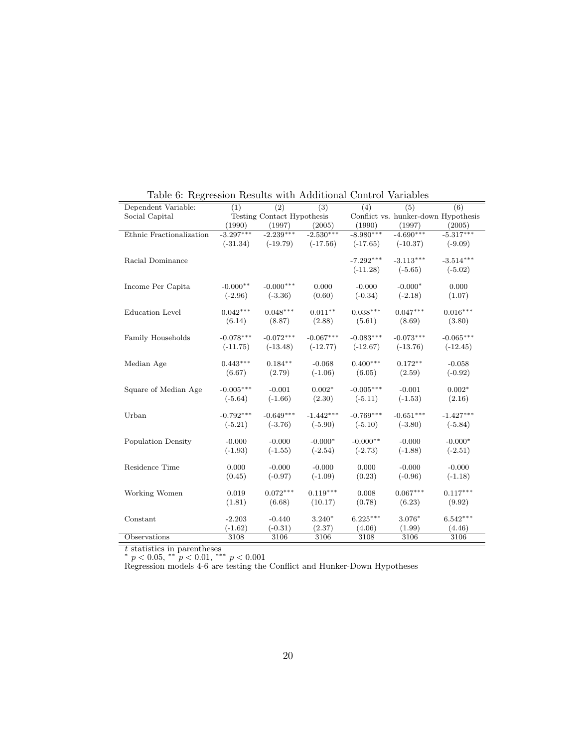Table 6: Regression Results with Additional Control Variables

| Dependent Variable: | (1) | (2) | (3) | (4) | (5) | (6) |
|---|---|---|---|---|---|---|
| Social Capital | Testing Contact Hypothesis | | | Conflict vs. hunker-down Hypothesis | | |
| | (1990) | (1997) | (2005) | (1990) | (1997) | (2005) |
| Ethnic Fractionalization | -3.297*** | -2.239*** | -2.530*** | -8.980*** | -4.690*** | -5.317*** |
| | (-31.34) | (-19.79) | (-17.56) | (-17.65) | (-10.37) | (-9.09) |
| Racial Dominance | | | | -7.292*** | -3.113*** | -3.514*** |
| | | | | (-11.28) | (-5.65) | (-5.02) |
| Income Per Capita | -0.000** | -0.000*** | 0.000 | -0.000 | -0.000* | 0.000 |
| | (-2.96) | (-3.36) | (0.60) | (-0.34) | (-2.18) | (1.07) |
| Education Level | 0.042*** | 0.048*** | 0.011** | 0.038*** | 0.047*** | 0.016*** |
| | (6.14) | (8.87) | (2.88) | (5.61) | (8.69) | (3.80) |
| Family Households | -0.078*** | -0.072*** | -0.067*** | -0.083*** | -0.073*** | -0.065*** |
| | (-11.75) | (-13.48) | (-12.77) | (-12.67) | (-13.76) | (-12.45) |
| Median Age | 0.443*** | 0.184** | -0.068 | 0.400*** | 0.172** | -0.058 |
| | (6.67) | (2.79) | (-1.06) | (6.05) | (2.59) | (-0.92) |
| Square of Median Age | -0.005*** | -0.001 | 0.002* | -0.005*** | -0.001 | 0.002* |
| | (-5.64) | (-1.66) | (2.30) | (-5.11) | (-1.53) | (2.16) |
| Urban | -0.792*** | -0.649*** | -1.442*** | -0.769*** | -0.651*** | -1.427*** |
| | (-5.21) | (-3.76) | (-5.90) | (-5.10) | (-3.80) | (-5.84) |
| Population Density | -0.000 | -0.000 | -0.000* | -0.000** | -0.000 | -0.000* |
| | (-1.93) | (-1.55) | (-2.54) | (-2.73) | (-1.88) | (-2.51) |
| Residence Time | 0.000 | -0.000 | -0.000 | 0.000 | -0.000 | -0.000 |
| | (0.45) | (-0.97) | (-1.09) | (0.23) | (-0.96) | (-1.18) |
| Working Women | 0.019 | 0.072*** | 0.119*** | 0.008 | 0.067*** | 0.117*** |
| | (1.81) | (6.68) | (10.17) | (0.78) | (6.23) | (9.92) |
| Constant | -2.203 | -0.440 | 3.240* | 6.225*** | 3.076* | 6.542*** |
| | (-1.62) | (-0.31) | (2.37) | (4.06) | (1.99) | (4.46) |
| Observations | 3108 | 3106 | 3106 | 3108 | 3106 | 3106 |

$t$ statistics in parentheses
$^{*}$ $p < 0.05$, $^{**}$ $p < 0.01$, $^{***}$ $p < 0.001$
Regression models 4-6 are testing the Conflict and Hunker-Down Hypotheses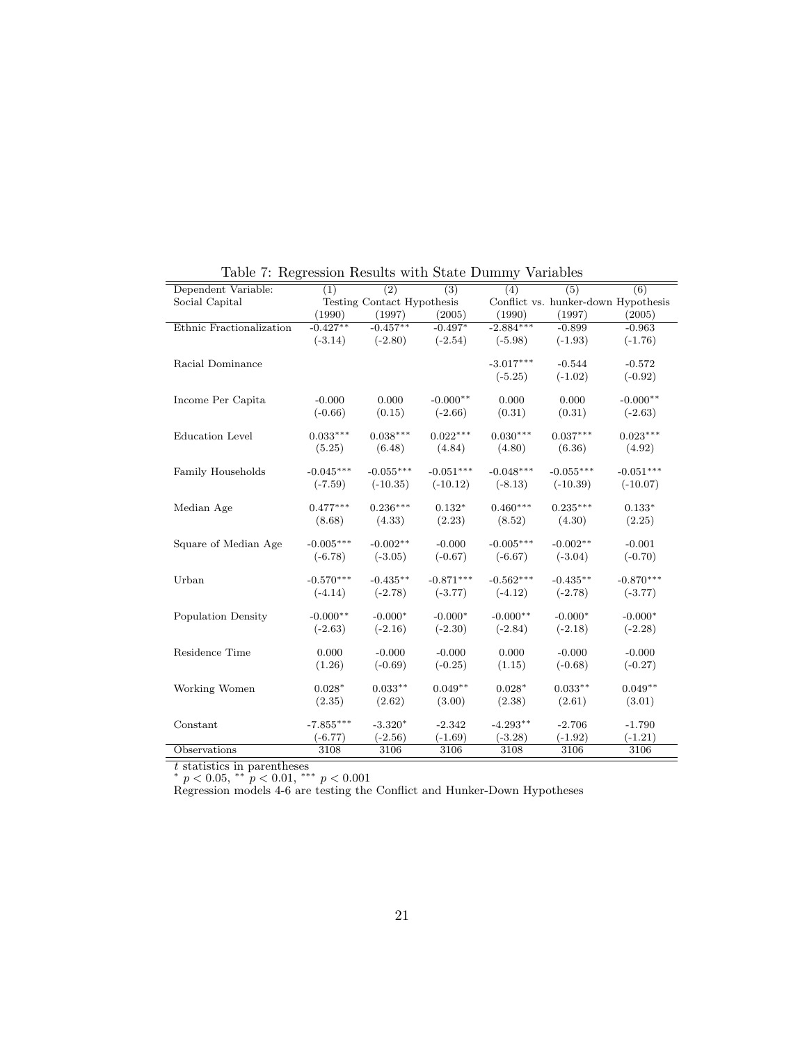Table 7: Regression Results with State Dummy Variables

| Dependent Variable: | (1) | (2) | (3) | (4) | (5) | (6) |
|---|---|---|---|---|---|---|
| Social Capital | Testing Contact Hypothesis | | | Conflict vs. hunker-down Hypothesis | | |
| | (1990) | (1997) | (2005) | (1990) | (1997) | (2005) |
| Ethnic Fractionalization | -0.427** | -0.457** | -0.497* | -2.884*** | -0.899 | -0.963 |
| | (-3.14) | (-2.80) | (-2.54) | (-5.98) | (-1.93) | (-1.76) |
| Racial Dominance | | | | -3.017*** | -0.544 | -0.572 |
| | | | | (-5.25) | (-1.02) | (-0.92) |
| Income Per Capita | -0.000 | 0.000 | -0.000** | 0.000 | 0.000 | -0.000** |
| | (-0.66) | (0.15) | (-2.66) | (0.31) | (0.31) | (-2.63) |
| Education Level | 0.033*** | 0.038*** | 0.022*** | 0.030*** | 0.037*** | 0.023*** |
| | (5.25) | (6.48) | (4.84) | (4.80) | (6.36) | (4.92) |
| Family Households | -0.045*** | -0.055*** | -0.051*** | -0.048*** | -0.055*** | -0.051*** |
| | (-7.59) | (-10.35) | (-10.12) | (-8.13) | (-10.39) | (-10.07) |
| Median Age | 0.477*** | 0.236*** | 0.132* | 0.460*** | 0.235*** | 0.133* |
| | (8.68) | (4.33) | (2.23) | (8.52) | (4.30) | (2.25) |
| Square of Median Age | -0.005*** | -0.002** | -0.000 | -0.005*** | -0.002** | -0.001 |
| | (-6.78) | (-3.05) | (-0.67) | (-6.67) | (-3.04) | (-0.70) |
| Urban | -0.570*** | -0.435** | -0.871*** | -0.562*** | -0.435** | -0.870*** |
| | (-4.14) | (-2.78) | (-3.77) | (-4.12) | (-2.78) | (-3.77) |
| Population Density | -0.000** | -0.000* | -0.000* | -0.000** | -0.000* | -0.000* |
| | (-2.63) | (-2.16) | (-2.30) | (-2.84) | (-2.18) | (-2.28) |
| Residence Time | 0.000 | -0.000 | -0.000 | 0.000 | -0.000 | -0.000 |
| | (1.26) | (-0.69) | (-0.25) | (1.15) | (-0.68) | (-0.27) |
| Working Women | 0.028* | 0.033** | 0.049** | 0.028* | 0.033** | 0.049** |
| | (2.35) | (2.62) | (3.00) | (2.38) | (2.61) | (3.01) |
| Constant | -7.855*** | -3.320* | -2.342 | -4.293** | -2.706 | -1.790 |
| | (-6.77) | (-2.56) | (-1.69) | (-3.28) | (-1.92) | (-1.21) |
| Observations | 3108 | 3106 | 3106 | 3108 | 3106 | 3106 |

$t$ statistics in parentheses
* $p < 0.05$, ** $p < 0.01$, *** $p < 0.001$
Regression models 4-6 are testing the Conflict and Hunker-Down Hypotheses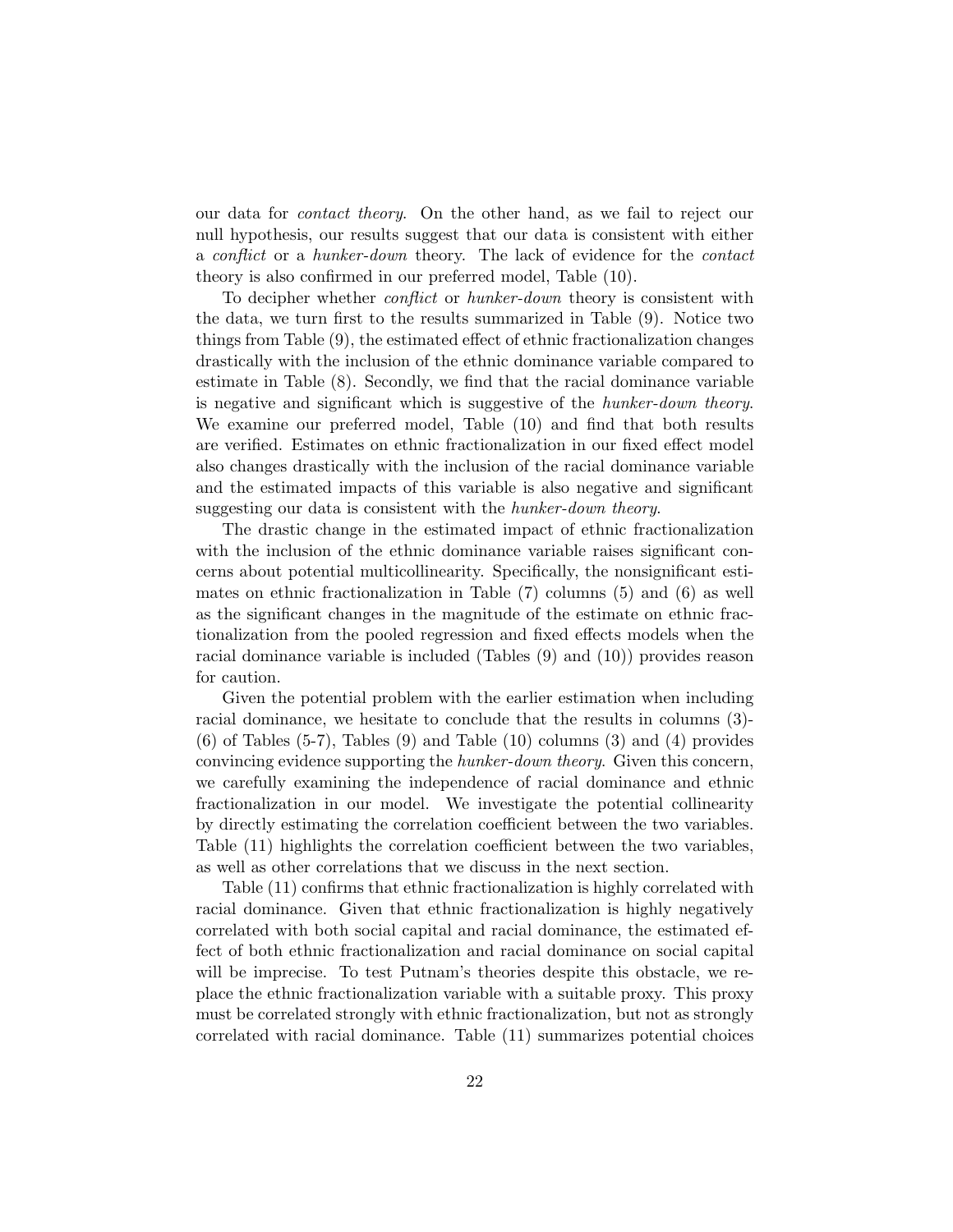our data for *contact theory*. On the other hand, as we fail to reject our null hypothesis, our results suggest that our data is consistent with either a *conflict* or a *hunker-down* theory. The lack of evidence for the *contact* theory is also confirmed in our preferred model, Table (10).

To decipher whether *conflict* or *hunker-down* theory is consistent with the data, we turn first to the results summarized in Table (9). Notice two things from Table (9), the estimated effect of ethnic fractionalization changes drastically with the inclusion of the ethnic dominance variable compared to estimate in Table (8). Secondly, we find that the racial dominance variable is negative and significant which is suggestive of the *hunker-down theory*. We examine our preferred model, Table (10) and find that both results are verified. Estimates on ethnic fractionalization in our fixed effect model also changes drastically with the inclusion of the racial dominance variable and the estimated impacts of this variable is also negative and significant suggesting our data is consistent with the *hunker-down theory*.

The drastic change in the estimated impact of ethnic fractionalization with the inclusion of the ethnic dominance variable raises significant concerns about potential multicollinearity. Specifically, the nonsignificant estimates on ethnic fractionalization in Table (7) columns (5) and (6) as well as the significant changes in the magnitude of the estimate on ethnic fractionalization from the pooled regression and fixed effects models when the racial dominance variable is included (Tables (9) and (10)) provides reason for caution.

Given the potential problem with the earlier estimation when including racial dominance, we hesitate to conclude that the results in columns (3)-(6) of Tables (5-7), Tables (9) and Table (10) columns (3) and (4) provides convincing evidence supporting the *hunker-down theory*. Given this concern, we carefully examining the independence of racial dominance and ethnic fractionalization in our model. We investigate the potential collinearity by directly estimating the correlation coefficient between the two variables. Table (11) highlights the correlation coefficient between the two variables, as well as other correlations that we discuss in the next section.

Table (11) confirms that ethnic fractionalization is highly correlated with racial dominance. Given that ethnic fractionalization is highly negatively correlated with both social capital and racial dominance, the estimated effect of both ethnic fractionalization and racial dominance on social capital will be imprecise. To test Putnam's theories despite this obstacle, we replace the ethnic fractionalization variable with a suitable proxy. This proxy must be correlated strongly with ethnic fractionalization, but not as strongly correlated with racial dominance. Table (11) summarizes potential choices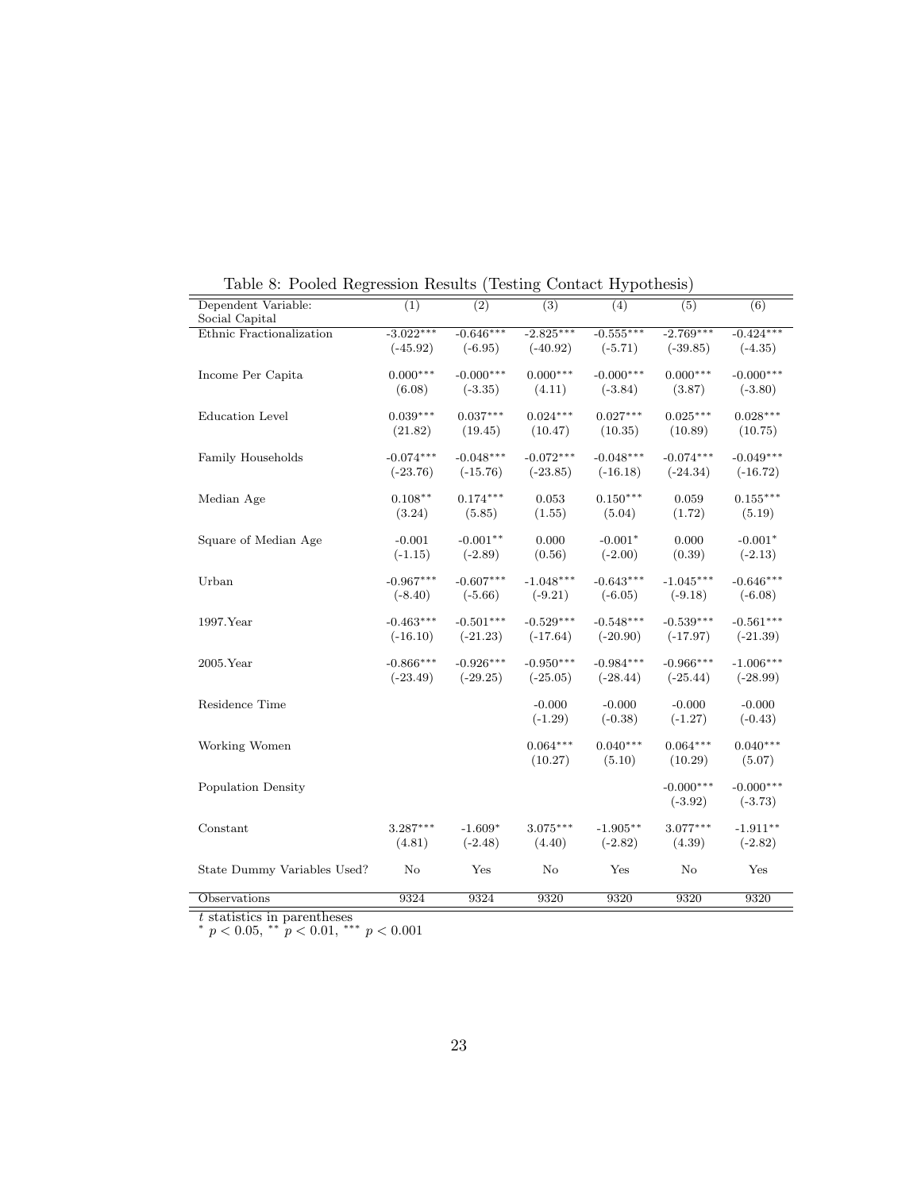Table 8: Pooled Regression Results (Testing Contact Hypothesis)

| Dependent Variable: Social Capital | (1) | (2) | (3) | (4) | (5) | (6) |
|---|---|---|---|---|---|---|
| Ethnic Fractionalization | -3.022*** | -0.646*** | -2.825*** | -0.555*** | -2.769*** | -0.424*** |
| | (-45.92) | (-6.95) | (-40.92) | (-5.71) | (-39.85) | (-4.35) |
| Income Per Capita | 0.000*** | -0.000*** | 0.000*** | -0.000*** | 0.000*** | -0.000*** |
| | (6.08) | (-3.35) | (4.11) | (-3.84) | (3.87) | (-3.80) |
| Education Level | 0.039*** | 0.037*** | 0.024*** | 0.027*** | 0.025*** | 0.028*** |
| | (21.82) | (19.45) | (10.47) | (10.35) | (10.89) | (10.75) |
| Family Households | -0.074*** | -0.048*** | -0.072*** | -0.048*** | -0.074*** | -0.049*** |
| | (-23.76) | (-15.76) | (-23.85) | (-16.18) | (-24.34) | (-16.72) |
| Median Age | 0.108** | 0.174*** | 0.053 | 0.150*** | 0.059 | 0.155*** |
| | (3.24) | (5.85) | (1.55) | (5.04) | (1.72) | (5.19) |
| Square of Median Age | -0.001 | -0.001** | 0.000 | -0.001* | 0.000 | -0.001* |
| | (-1.15) | (-2.89) | (0.56) | (-2.00) | (0.39) | (-2.13) |
| Urban | -0.967*** | -0.607*** | -1.048*** | -0.643*** | -1.045*** | -0.646*** |
| | (-8.40) | (-5.66) | (-9.21) | (-6.05) | (-9.18) | (-6.08) |
| 1997.Year | -0.463*** | -0.501*** | -0.529*** | -0.548*** | -0.539*** | -0.561*** |
| | (-16.10) | (-21.23) | (-17.64) | (-20.90) | (-17.97) | (-21.39) |
| 2005.Year | -0.866*** | -0.926*** | -0.950*** | -0.984*** | -0.966*** | -1.006*** |
| | (-23.49) | (-29.25) | (-25.05) | (-28.44) | (-25.44) | (-28.99) |
| Residence Time | | | -0.000 | -0.000 | -0.000 | -0.000 |
| | | | (-1.29) | (-0.38) | (-1.27) | (-0.43) |
| Working Women | | | 0.064*** | 0.040*** | 0.064*** | 0.040*** |
| | | | (10.27) | (5.10) | (10.29) | (5.07) |
| Population Density | | | | | -0.000*** | -0.000*** |
| | | | | | (-3.92) | (-3.73) |
| Constant | 3.287*** | -1.609* | 3.075*** | -1.905** | 3.077*** | -1.911** |
| | (4.81) | (-2.48) | (4.40) | (-2.82) | (4.39) | (-2.82) |
| State Dummy Variables Used? | No | Yes | No | Yes | No | Yes |
| Observations | 9324 | 9324 | 9320 | 9320 | 9320 | 9320 |

$t$ statistics in parentheses
$^{*}$ $p < 0.05$, $^{**}$ $p < 0.01$, $^{***}$ $p < 0.001$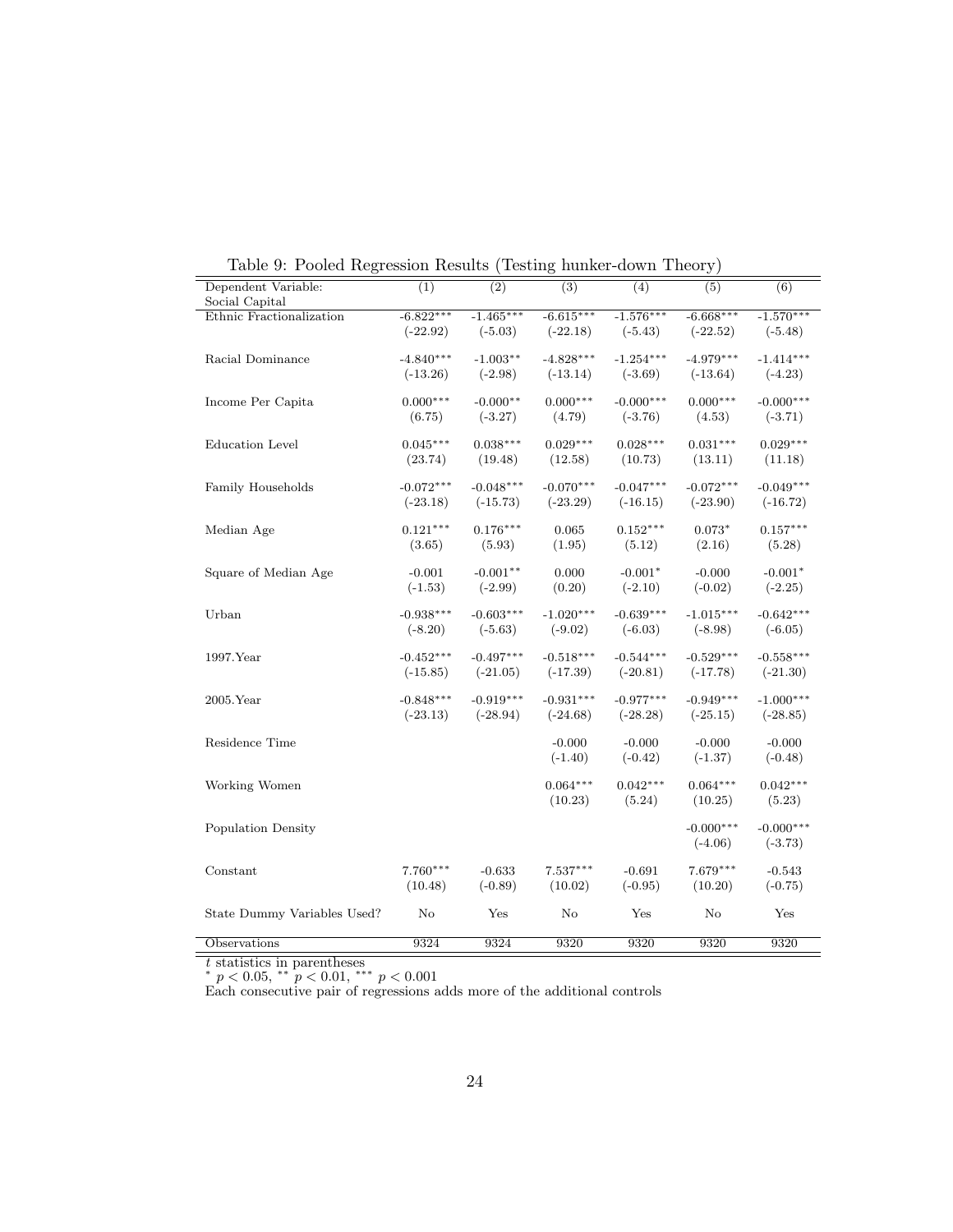Table 9: Pooled Regression Results (Testing hunker-down Theory)

| Dependent Variable: Social Capital | (1) | (2) | (3) | (4) | (5) | (6) |
|---|---|---|---|---|---|---|
| Ethnic Fractionalization | -6.822*** | -1.465*** | -6.615*** | -1.576*** | -6.668*** | -1.570*** |
| | (-22.92) | (-5.03) | (-22.18) | (-5.43) | (-22.52) | (-5.48) |
| Racial Dominance | -4.840*** | -1.003** | -4.828*** | -1.254*** | -4.979*** | -1.414*** |
| | (-13.26) | (-2.98) | (-13.14) | (-3.69) | (-13.64) | (-4.23) |
| Income Per Capita | 0.000*** | -0.000** | 0.000*** | -0.000*** | 0.000*** | -0.000*** |
| | (6.75) | (-3.27) | (4.79) | (-3.76) | (4.53) | (-3.71) |
| Education Level | 0.045*** | 0.038*** | 0.029*** | 0.028*** | 0.031*** | 0.029*** |
| | (23.74) | (19.48) | (12.58) | (10.73) | (13.11) | (11.18) |
| Family Households | -0.072*** | -0.048*** | -0.070*** | -0.047*** | -0.072*** | -0.049*** |
| | (-23.18) | (-15.73) | (-23.29) | (-16.15) | (-23.90) | (-16.72) |
| Median Age | 0.121*** | 0.176*** | 0.065 | 0.152*** | 0.073* | 0.157*** |
| | (3.65) | (5.93) | (1.95) | (5.12) | (2.16) | (5.28) |
| Square of Median Age | -0.001 | -0.001** | 0.000 | -0.001* | -0.000 | -0.001* |
| | (-1.53) | (-2.99) | (0.20) | (-2.10) | (-0.02) | (-2.25) |
| Urban | -0.938*** | -0.603*** | -1.020*** | -0.639*** | -1.015*** | -0.642*** |
| | (-8.20) | (-5.63) | (-9.02) | (-6.03) | (-8.98) | (-6.05) |
| 1997.Year | -0.452*** | -0.497*** | -0.518*** | -0.544*** | -0.529*** | -0.558*** |
| | (-15.85) | (-21.05) | (-17.39) | (-20.81) | (-17.78) | (-21.30) |
| 2005.Year | -0.848*** | -0.919*** | -0.931*** | -0.977*** | -0.949*** | -1.000*** |
| | (-23.13) | (-28.94) | (-24.68) | (-28.28) | (-25.15) | (-28.85) |
| Residence Time | | | -0.000 | -0.000 | -0.000 | -0.000 |
| | | | (-1.40) | (-0.42) | (-1.37) | (-0.48) |
| Working Women | | | 0.064*** | 0.042*** | 0.064*** | 0.042*** |
| | | | (10.23) | (5.24) | (10.25) | (5.23) |
| Population Density | | | | | -0.000*** | -0.000*** |
| | | | | | (-4.06) | (-3.73) |
| Constant | 7.760*** | -0.633 | 7.537*** | -0.691 | 7.679*** | -0.543 |
| | (10.48) | (-0.89) | (10.02) | (-0.95) | (10.20) | (-0.75) |
| State Dummy Variables Used? | No | Yes | No | Yes | No | Yes |
| Observations | 9324 | 9324 | 9320 | 9320 | 9320 | 9320 |

$t$ statistics in parentheses
$^{*}$ $p < 0.05$, $^{**}$ $p < 0.01$, $^{***}$ $p < 0.001$
Each consecutive pair of regressions adds more of the additional controls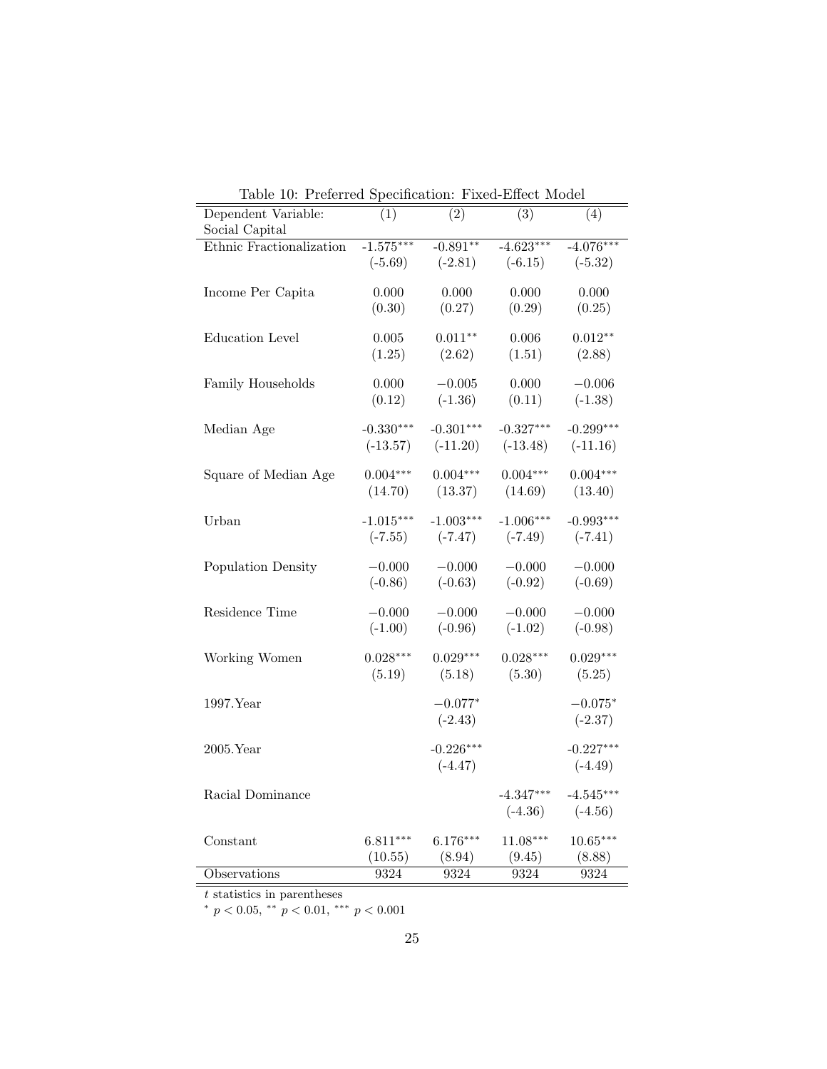Table 10: Preferred Specification: Fixed-Effect Model

| Dependent Variable: Social Capital | (1) | (2) | (3) | (4) |
|---|---|---|---|---|
| Ethnic Fractionalization | -1.575*** | -0.891** | -4.623*** | -4.076*** |
| | (-5.69) | (-2.81) | (-6.15) | (-5.32) |
| Income Per Capita | 0.000 | 0.000 | 0.000 | 0.000 |
| | (0.30) | (0.27) | (0.29) | (0.25) |
| Education Level | 0.005 | 0.011** | 0.006 | 0.012** |
| | (1.25) | (2.62) | (1.51) | (2.88) |
| Family Households | 0.000 | −0.005 | 0.000 | −0.006 |
| | (0.12) | (-1.36) | (0.11) | (-1.38) |
| Median Age | -0.330*** | -0.301*** | -0.327*** | -0.299*** |
| | (-13.57) | (-11.20) | (-13.48) | (-11.16) |
| Square of Median Age | 0.004*** | 0.004*** | 0.004*** | 0.004*** |
| | (14.70) | (13.37) | (14.69) | (13.40) |
| Urban | -1.015*** | -1.003*** | -1.006*** | -0.993*** |
| | (-7.55) | (-7.47) | (-7.49) | (-7.41) |
| Population Density | −0.000 | −0.000 | −0.000 | −0.000 |
| | (-0.86) | (-0.63) | (-0.92) | (-0.69) |
| Residence Time | −0.000 | −0.000 | −0.000 | −0.000 |
| | (-1.00) | (-0.96) | (-1.02) | (-0.98) |
| Working Women | 0.028*** | 0.029*** | 0.028*** | 0.029*** |
| | (5.19) | (5.18) | (5.30) | (5.25) |
| 1997.Year | | −0.077* | | −0.075* |
| | | (-2.43) | | (-2.37) |
| 2005.Year | | -0.226*** | | -0.227*** |
| | | (-4.47) | | (-4.49) |
| Racial Dominance | | | -4.347*** | -4.545*** |
| | | | (-4.36) | (-4.56) |
| Constant | 6.811*** | 6.176*** | 11.08*** | 10.65*** |
| | (10.55) | (8.94) | (9.45) | (8.88) |
| Observations | 9324 | 9324 | 9324 | 9324 |

$t$ statistics in parentheses

$^{*}$ $p < 0.05$, $^{**}$ $p < 0.01$, $^{***}$ $p < 0.001$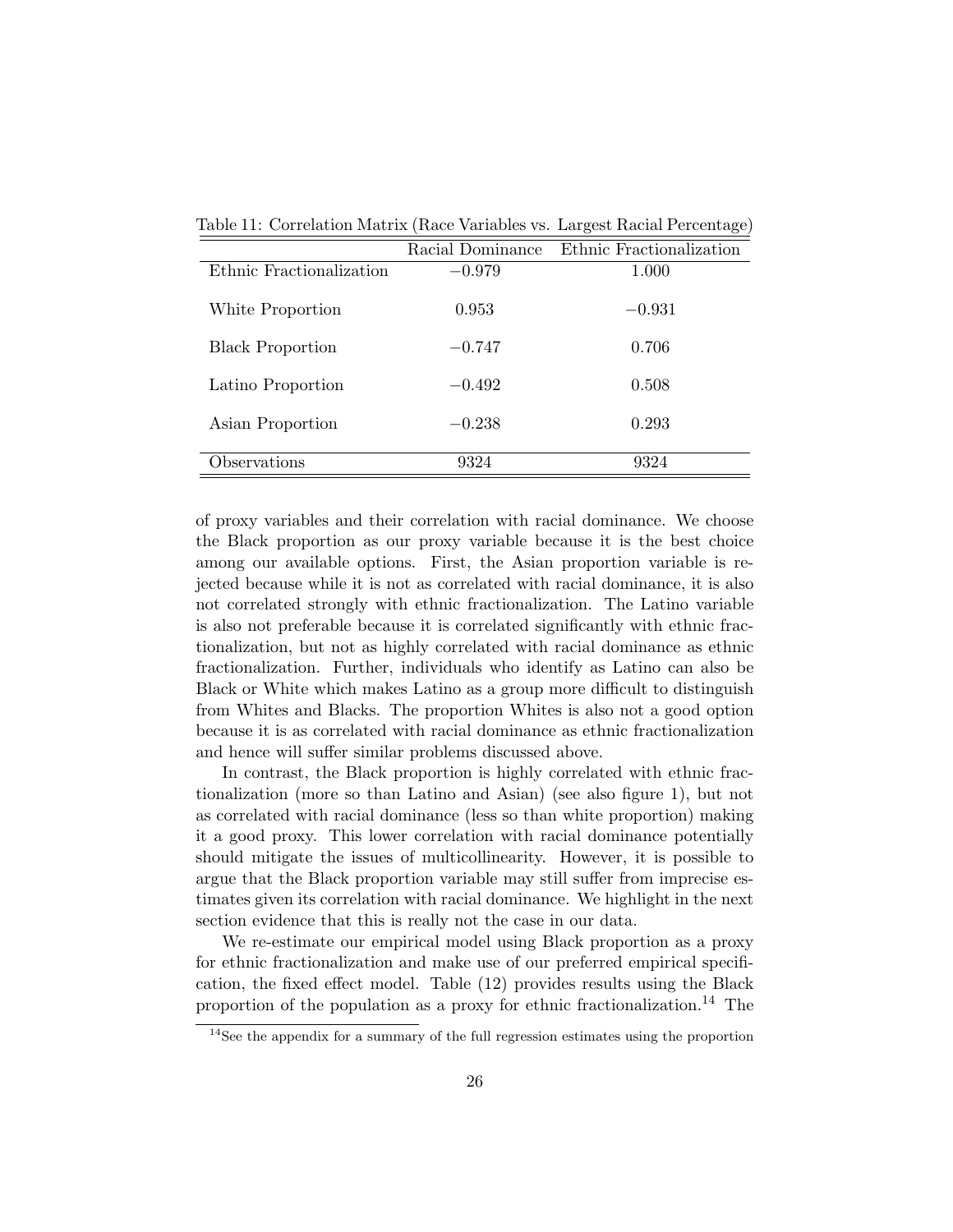Table 11: Correlation Matrix (Race Variables vs. Largest Racial Percentage)

| | Racial Dominance | Ethnic Fractionalization |
|---|---|---|
| Ethnic Fractionalization | $-0.979$ | 1.000 |
| White Proportion | 0.953 | $-0.931$ |
| Black Proportion | $-0.747$ | 0.706 |
| Latino Proportion | $-0.492$ | 0.508 |
| Asian Proportion | $-0.238$ | 0.293 |
| Observations | 9324 | 9324 |

of proxy variables and their correlation with racial dominance. We choose the Black proportion as our proxy variable because it is the best choice among our available options. First, the Asian proportion variable is rejected because while it is not as correlated with racial dominance, it is also not correlated strongly with ethnic fractionalization. The Latino variable is also not preferable because it is correlated significantly with ethnic fractionalization, but not as highly correlated with racial dominance as ethnic fractionalization. Further, individuals who identify as Latino can also be Black or White which makes Latino as a group more difficult to distinguish from Whites and Blacks. The proportion Whites is also not a good option because it is as correlated with racial dominance as ethnic fractionalization and hence will suffer similar problems discussed above.

In contrast, the Black proportion is highly correlated with ethnic fractionalization (more so than Latino and Asian) (see also figure 1), but not as correlated with racial dominance (less so than white proportion) making it a good proxy. This lower correlation with racial dominance potentially should mitigate the issues of multicollinearity. However, it is possible to argue that the Black proportion variable may still suffer from imprecise estimates given its correlation with racial dominance. We highlight in the next section evidence that this is really not the case in our data.

We re-estimate our empirical model using Black proportion as a proxy for ethnic fractionalization and make use of our preferred empirical specification, the fixed effect model. Table (12) provides results using the Black proportion of the population as a proxy for ethnic fractionalization.[14] The

[14] See the appendix for a summary of the full regression estimates using the proportion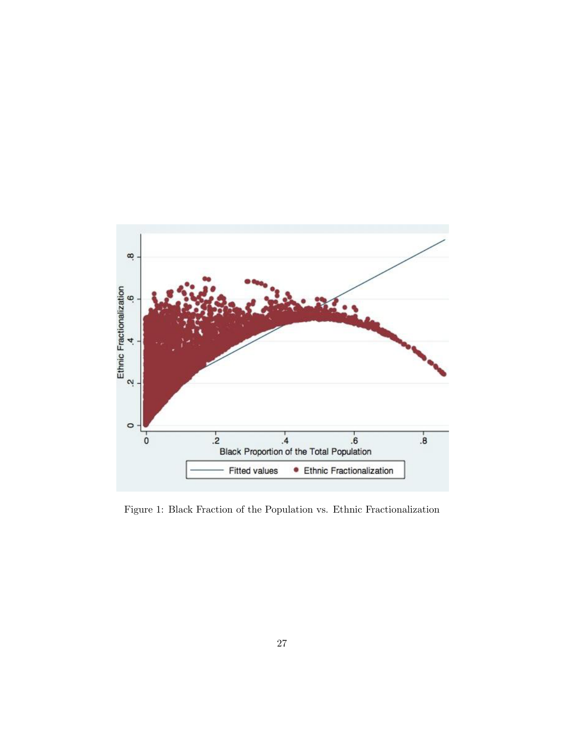Figure 1: Black Fraction of the Population vs. Ethnic Fractionalization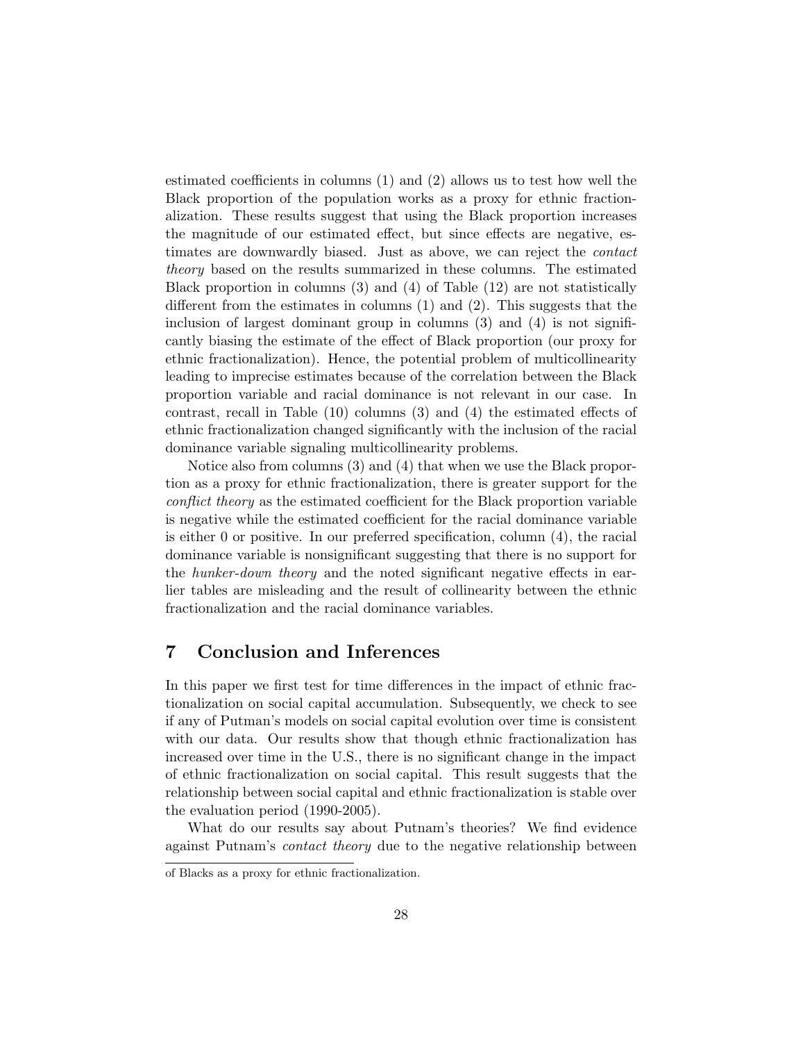estimated coefficients in columns (1) and (2) allows us to test how well the Black proportion of the population works as a proxy for ethnic fractionalization. These results suggest that using the Black proportion increases the magnitude of our estimated effect, but since effects are negative, estimates are downwardly biased. Just as above, we can reject the *contact theory* based on the results summarized in these columns. The estimated Black proportion in columns (3) and (4) of Table (12) are not statistically different from the estimates in columns (1) and (2). This suggests that the inclusion of largest dominant group in columns (3) and (4) is not significantly biasing the estimate of the effect of Black proportion (our proxy for ethnic fractionalization). Hence, the potential problem of multicollinearity leading to imprecise estimates because of the correlation between the Black proportion variable and racial dominance is not relevant in our case. In contrast, recall in Table (10) columns (3) and (4) the estimated effects of ethnic fractionalization changed significantly with the inclusion of the racial dominance variable signaling multicollinearity problems.

Notice also from columns (3) and (4) that when we use the Black proportion as a proxy for ethnic fractionalization, there is greater support for the *conflict theory* as the estimated coefficient for the Black proportion variable is negative while the estimated coefficient for the racial dominance variable is either 0 or positive. In our preferred specification, column (4), the racial dominance variable is nonsignificant suggesting that there is no support for the *hunker-down theory* and the noted significant negative effects in earlier tables are misleading and the result of collinearity between the ethnic fractionalization and the racial dominance variables.

# 7 Conclusion and Inferences

In this paper we first test for time differences in the impact of ethnic fractionalization on social capital accumulation. Subsequently, we check to see if any of Putman's models on social capital evolution over time is consistent with our data. Our results show that though ethnic fractionalization has increased over time in the U.S., there is no significant change in the impact of ethnic fractionalization on social capital. This result suggests that the relationship between social capital and ethnic fractionalization is stable over the evaluation period (1990-2005).

What do our results say about Putnam's theories? We find evidence against Putnam's *contact theory* due to the negative relationship between

of Blacks as a proxy for ethnic fractionalization.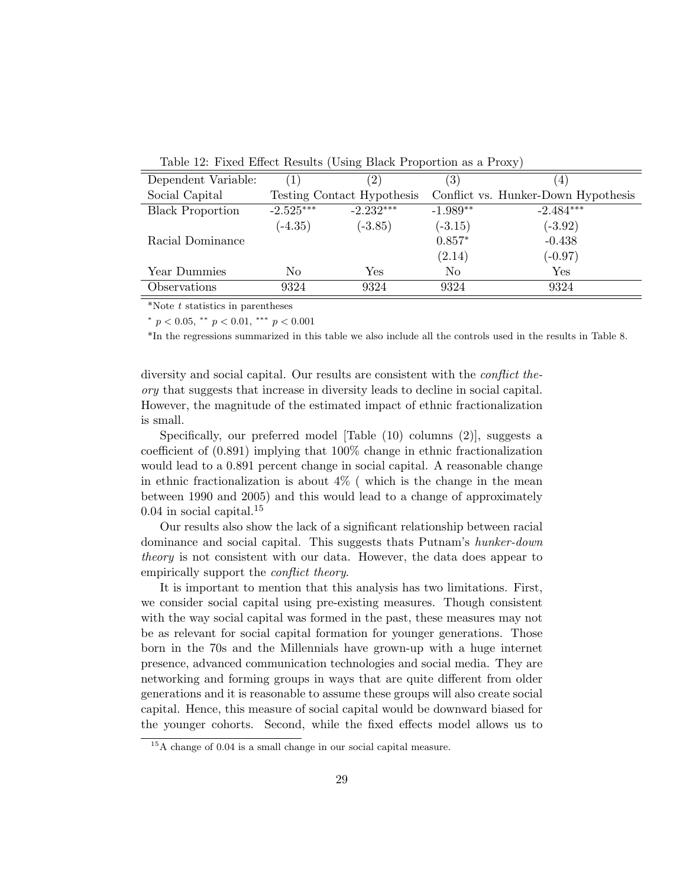Table 12: Fixed Effect Results (Using Black Proportion as a Proxy)

| Dependent Variable: | (1) | (2) | (3) | (4) |
|---|---|---|---|---|
| Social Capital | Testing Contact Hypothesis | | Conflict vs. Hunker-Down Hypothesis | |
| Black Proportion | -2.525*** | -2.232*** | -1.989** | -2.484*** |
| | (-4.35) | (-3.85) | (-3.15) | (-3.92) |
| Racial Dominance | | | 0.857* | -0.438 |
| | | | (2.14) | (-0.97) |
| Year Dummies | No | Yes | No | Yes |
| Observations | 9324 | 9324 | 9324 | 9324 |

*Note $t$ statistics in parentheses

* $p < 0.05$, ** $p < 0.01$, *** $p < 0.001$

*In the regressions summarized in this table we also include all the controls used in the results in Table 8.

diversity and social capital. Our results are consistent with the *conflict theory* that suggests that increase in diversity leads to decline in social capital. However, the magnitude of the estimated impact of ethnic fractionalization is small.

Specifically, our preferred model [Table (10) columns (2)], suggests a coefficient of (0.891) implying that 100% change in ethnic fractionalization would lead to a 0.891 percent change in social capital. A reasonable change in ethnic fractionalization is about 4% ( which is the change in the mean between 1990 and 2005) and this would lead to a change of approximately 0.04 in social capital.[15]

Our results also show the lack of a significant relationship between racial dominance and social capital. This suggests thats Putnam's *hunker-down theory* is not consistent with our data. However, the data does appear to empirically support the *conflict theory*.

It is important to mention that this analysis has two limitations. First, we consider social capital using pre-existing measures. Though consistent with the way social capital was formed in the past, these measures may not be as relevant for social capital formation for younger generations. Those born in the 70s and the Millennials have grown-up with a huge internet presence, advanced communication technologies and social media. They are networking and forming groups in ways that are quite different from older generations and it is reasonable to assume these groups will also create social capital. Hence, this measure of social capital would be downward biased for the younger cohorts. Second, while the fixed effects model allows us to

[15] A change of 0.04 is a small change in our social capital measure.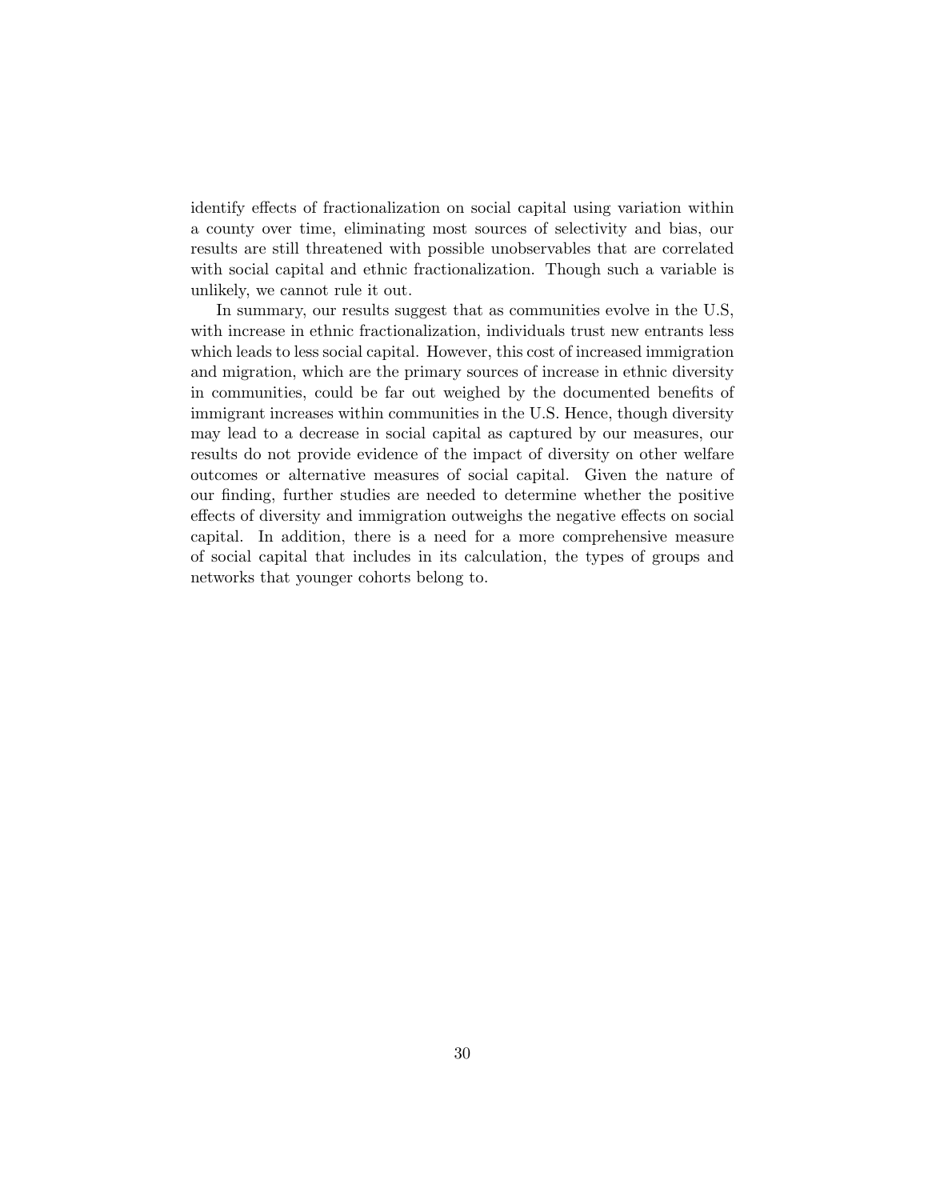identify effects of fractionalization on social capital using variation within a county over time, eliminating most sources of selectivity and bias, our results are still threatened with possible unobservables that are correlated with social capital and ethnic fractionalization. Though such a variable is unlikely, we cannot rule it out.

In summary, our results suggest that as communities evolve in the U.S, with increase in ethnic fractionalization, individuals trust new entrants less which leads to less social capital. However, this cost of increased immigration and migration, which are the primary sources of increase in ethnic diversity in communities, could be far out weighed by the documented benefits of immigrant increases within communities in the U.S. Hence, though diversity may lead to a decrease in social capital as captured by our measures, our results do not provide evidence of the impact of diversity on other welfare outcomes or alternative measures of social capital. Given the nature of our finding, further studies are needed to determine whether the positive effects of diversity and immigration outweighs the negative effects on social capital. In addition, there is a need for a more comprehensive measure of social capital that includes in its calculation, the types of groups and networks that younger cohorts belong to.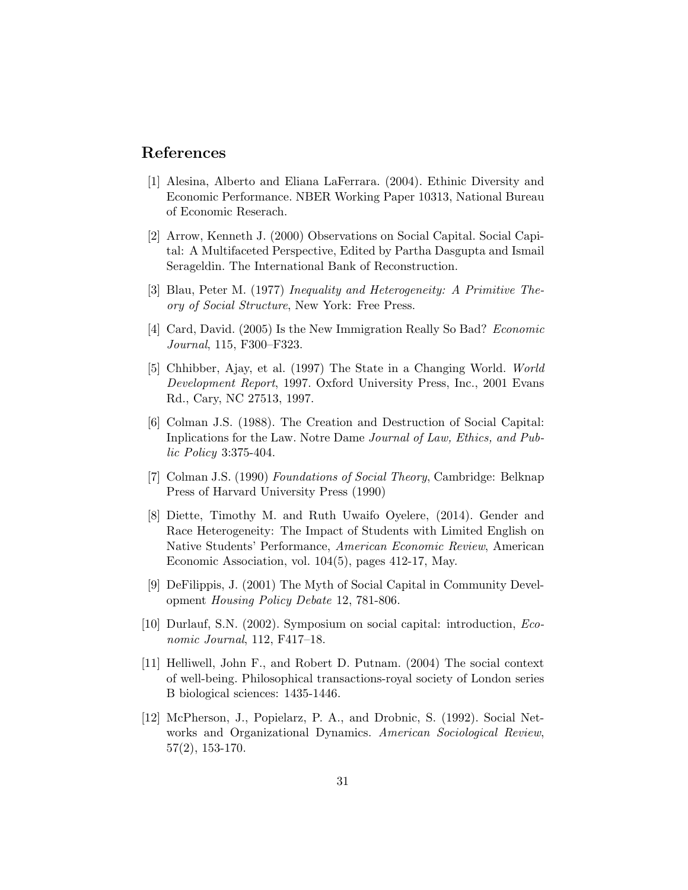## References

[1] Alesina, Alberto and Eliana LaFerrara. (2004). Ethinic Diversity and Economic Performance. NBER Working Paper 10313, National Bureau of Economic Reserach.

[2] Arrow, Kenneth J. (2000) Observations on Social Capital. Social Capital: A Multifaceted Perspective, Edited by Partha Dasgupta and Ismail Serageldin. The International Bank of Reconstruction.

[3] Blau, Peter M. (1977) *Inequality and Heterogeneity: A Primitive Theory of Social Structure*, New York: Free Press.

[4] Card, David. (2005) Is the New Immigration Really So Bad? *Economic Journal*, 115, F300–F323.

[5] Chhibber, Ajay, et al. (1997) The State in a Changing World. *World Development Report*, 1997. Oxford University Press, Inc., 2001 Evans Rd., Cary, NC 27513, 1997.

[6] Colman J.S. (1988). The Creation and Destruction of Social Capital: Inplications for the Law. Notre Dame *Journal of Law, Ethics, and Public Policy* 3:375-404.

[7] Colman J.S. (1990) *Foundations of Social Theory*, Cambridge: Belknap Press of Harvard University Press (1990)

[8] Diette, Timothy M. and Ruth Uwaifo Oyelere, (2014). Gender and Race Heterogeneity: The Impact of Students with Limited English on Native Students' Performance, *American Economic Review*, American Economic Association, vol. 104(5), pages 412-17, May.

[9] DeFilippis, J. (2001) The Myth of Social Capital in Community Development *Housing Policy Debate* 12, 781-806.

[10] Durlauf, S.N. (2002). Symposium on social capital: introduction, *Economic Journal*, 112, F417–18.

[11] Helliwell, John F., and Robert D. Putnam. (2004) The social context of well-being. Philosophical transactions-royal society of London series B biological sciences: 1435-1446.

[12] McPherson, J., Popielarz, P. A., and Drobnic, S. (1992). Social Networks and Organizational Dynamics. *American Sociological Review*, 57(2), 153-170.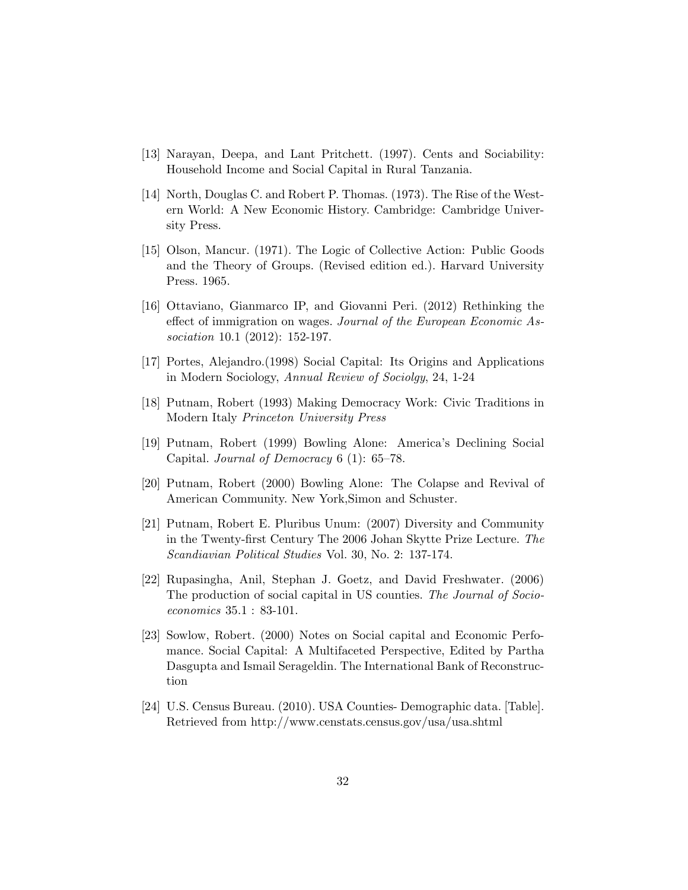[13] Narayan, Deepa, and Lant Pritchett. (1997). Cents and Sociability: Household Income and Social Capital in Rural Tanzania.

[14] North, Douglas C. and Robert P. Thomas. (1973). The Rise of the Western World: A New Economic History. Cambridge: Cambridge University Press.

[15] Olson, Mancur. (1971). The Logic of Collective Action: Public Goods and the Theory of Groups. (Revised edition ed.). Harvard University Press. 1965.

[16] Ottaviano, Gianmarco IP, and Giovanni Peri. (2012) Rethinking the effect of immigration on wages. *Journal of the European Economic Association* 10.1 (2012): 152-197.

[17] Portes, Alejandro.(1998) Social Capital: Its Origins and Applications in Modern Sociology, *Annual Review of Sociolgy*, 24, 1-24

[18] Putnam, Robert (1993) Making Democracy Work: Civic Traditions in Modern Italy *Princeton University Press*

[19] Putnam, Robert (1999) Bowling Alone: America's Declining Social Capital. *Journal of Democracy* 6 (1): 65–78.

[20] Putnam, Robert (2000) Bowling Alone: The Colapse and Revival of American Community. New York,Simon and Schuster.

[21] Putnam, Robert E. Pluribus Unum: (2007) Diversity and Community in the Twenty-first Century The 2006 Johan Skytte Prize Lecture. *The Scandiavian Political Studies* Vol. 30, No. 2: 137-174.

[22] Rupasingha, Anil, Stephan J. Goetz, and David Freshwater. (2006) The production of social capital in US counties. *The Journal of Socio-economics* 35.1 : 83-101.

[23] Sowlow, Robert. (2000) Notes on Social capital and Economic Perfomance. Social Capital: A Multifaceted Perspective, Edited by Partha Dasgupta and Ismail Serageldin. The International Bank of Reconstruction

[24] U.S. Census Bureau. (2010). USA Counties- Demographic data. [Table]. Retrieved from http://www.censtats.census.gov/usa/usa.shtml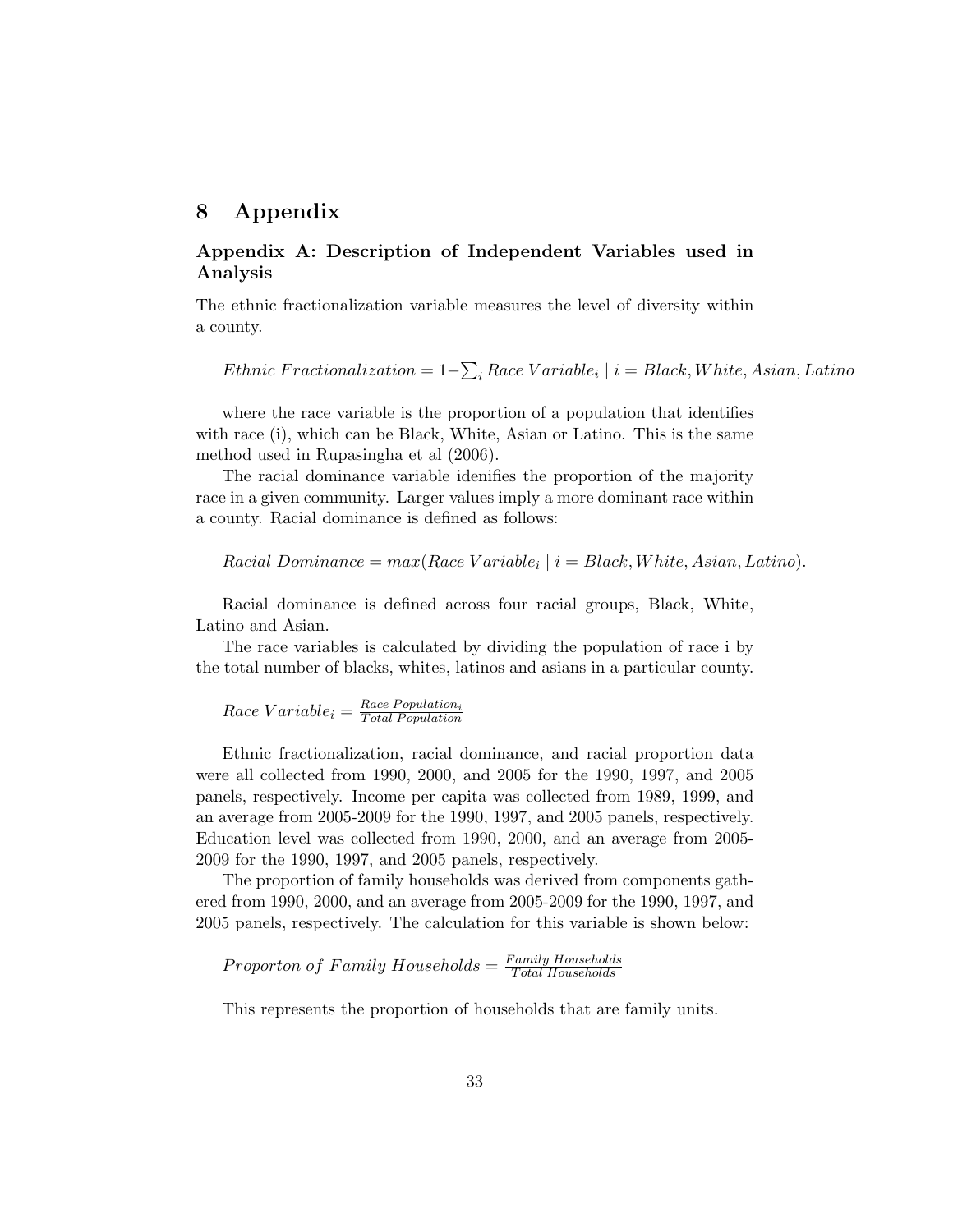# 8 Appendix

### Appendix A: Description of Independent Variables used in Analysis

The ethnic fractionalization variable measures the level of diversity within a county.

$$Ethnic\ Fractionalization = 1 - \sum_i Race\ Variable_i \mid i = Black, White, Asian, Latino$$

where the race variable is the proportion of a population that identifies with race (i), which can be Black, White, Asian or Latino. This is the same method used in Rupasingha et al (2006).

The racial dominance variable idenifies the proportion of the majority race in a given community. Larger values imply a more dominant race within a county. Racial dominance is defined as follows:

$$Racial\ Dominance = max(Race\ Variable_i \mid i = Black, White, Asian, Latino).$$

Racial dominance is defined across four racial groups, Black, White, Latino and Asian.

The race variables is calculated by dividing the population of race i by the total number of blacks, whites, latinos and asians in a particular county.

$$Race\ Variable_i = \frac{Race\ Population_i}{Total\ Population}$$

Ethnic fractionalization, racial dominance, and racial proportion data were all collected from 1990, 2000, and 2005 for the 1990, 1997, and 2005 panels, respectively. Income per capita was collected from 1989, 1999, and an average from 2005-2009 for the 1990, 1997, and 2005 panels, respectively. Education level was collected from 1990, 2000, and an average from 2005-2009 for the 1990, 1997, and 2005 panels, respectively.

The proportion of family households was derived from components gathered from 1990, 2000, and an average from 2005-2009 for the 1990, 1997, and 2005 panels, respectively. The calculation for this variable is shown below:

$$Proporton\ of\ Family\ Households = \frac{Family\ Households}{Total\ Households}$$

This represents the proportion of households that are family units.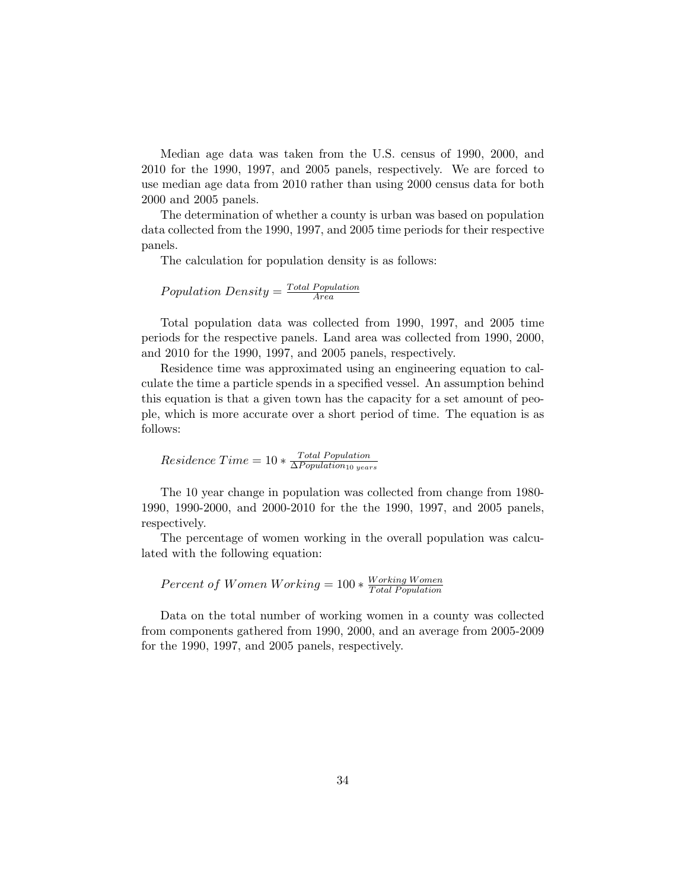Median age data was taken from the U.S. census of 1990, 2000, and 2010 for the 1990, 1997, and 2005 panels, respectively. We are forced to use median age data from 2010 rather than using 2000 census data for both 2000 and 2005 panels.

The determination of whether a county is urban was based on population data collected from the 1990, 1997, and 2005 time periods for their respective panels.

The calculation for population density is as follows:

$$Population\ Density = \frac{Total\ Population}{Area}$$

Total population data was collected from 1990, 1997, and 2005 time periods for the respective panels. Land area was collected from 1990, 2000, and 2010 for the 1990, 1997, and 2005 panels, respectively.

Residence time was approximated using an engineering equation to calculate the time a particle spends in a specified vessel. An assumption behind this equation is that a given town has the capacity for a set amount of people, which is more accurate over a short period of time. The equation is as follows:

$$Residence\ Time = 10 * \frac{Total\ Population}{\Delta Population_{10\ years}}$$

The 10 year change in population was collected from change from 1980-1990, 1990-2000, and 2000-2010 for the the 1990, 1997, and 2005 panels, respectively.

The percentage of women working in the overall population was calculated with the following equation:

$$Percent\ of\ Women\ Working = 100 * \frac{Working\ Women}{Total\ Population}$$

Data on the total number of working women in a county was collected from components gathered from 1990, 2000, and an average from 2005-2009 for the 1990, 1997, and 2005 panels, respectively.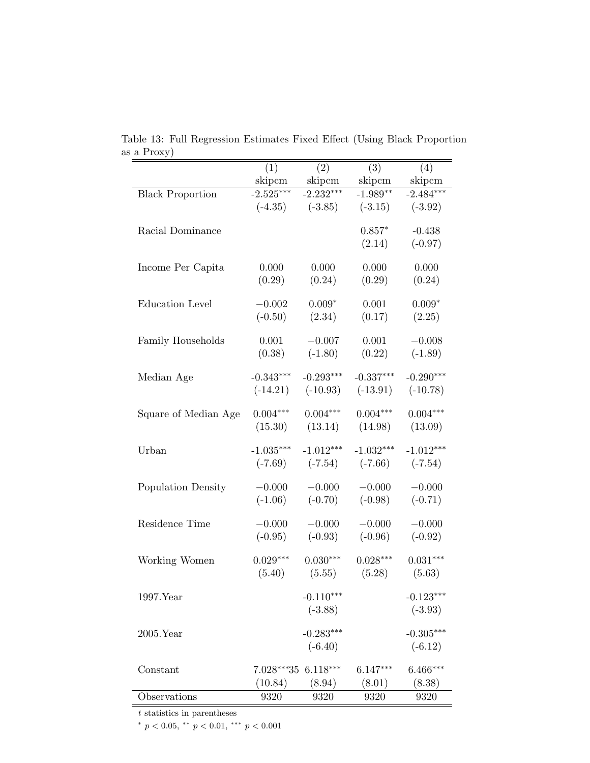Table 13: Full Regression Estimates Fixed Effect (Using Black Proportion as a Proxy)

| | (1) skipcm | (2) skipcm | (3) skipcm | (4) skipcm |
|---|---|---|---|---|
| Black Proportion | -2.525*** | -2.232*** | -1.989** | -2.484*** |
| | (-4.35) | (-3.85) | (-3.15) | (-3.92) |
| Racial Dominance | | | 0.857* | -0.438 |
| | | | (2.14) | (-0.97) |
| Income Per Capita | 0.000 | 0.000 | 0.000 | 0.000 |
| | (0.29) | (0.24) | (0.29) | (0.24) |
| Education Level | −0.002 | 0.009* | 0.001 | 0.009* |
| | (-0.50) | (2.34) | (0.17) | (2.25) |
| Family Households | 0.001 | −0.007 | 0.001 | −0.008 |
| | (0.38) | (-1.80) | (0.22) | (-1.89) |
| Median Age | -0.343*** | -0.293*** | -0.337*** | -0.290*** |
| | (-14.21) | (-10.93) | (-13.91) | (-10.78) |
| Square of Median Age | 0.004*** | 0.004*** | 0.004*** | 0.004*** |
| | (15.30) | (13.14) | (14.98) | (13.09) |
| Urban | -1.035*** | -1.012*** | -1.032*** | -1.012*** |
| | (-7.69) | (-7.54) | (-7.66) | (-7.54) |
| Population Density | −0.000 | −0.000 | −0.000 | −0.000 |
| | (-1.06) | (-0.70) | (-0.98) | (-0.71) |
| Residence Time | −0.000 | −0.000 | −0.000 | −0.000 |
| | (-0.95) | (-0.93) | (-0.96) | (-0.92) |
| Working Women | 0.029*** | 0.030*** | 0.028*** | 0.031*** |
| | (5.40) | (5.55) | (5.28) | (5.63) |
| 1997.Year | | -0.110*** | | -0.123*** |
| | | (-3.88) | | (-3.93) |
| 2005.Year | | -0.283*** | | -0.305*** |
| | | (-6.40) | | (-6.12) |
| Constant | 7.028***35 | 6.118*** | 6.147*** | 6.466*** |
| | (10.84) | (8.94) | (8.01) | (8.38) |
| Observations | 9320 | 9320 | 9320 | 9320 |

$t$ statistics in parentheses

* $p < 0.05$, ** $p < 0.01$, *** $p < 0.001$